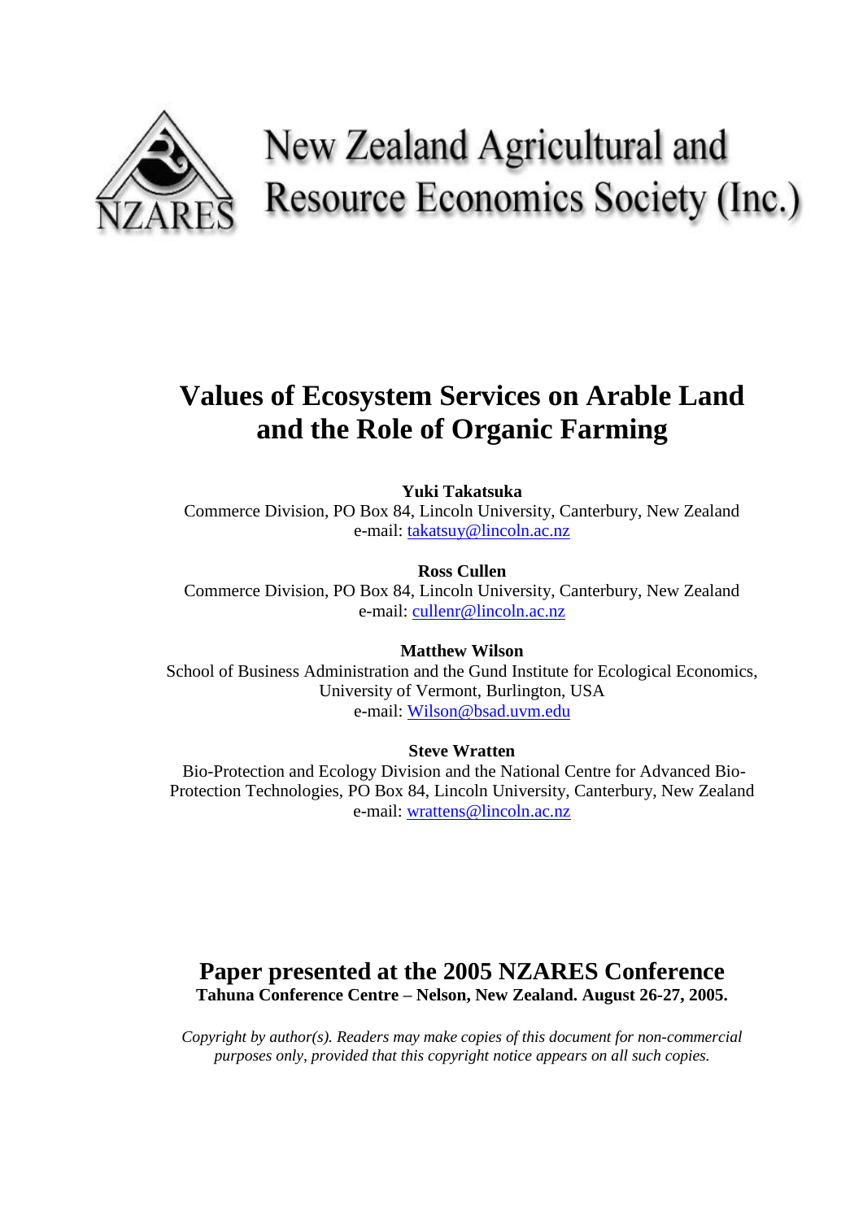New Zealand Agricultural and Resource Economics Society (Inc.)

# Values of Ecosystem Services on Arable Land and the Role of Organic Farming

**Yuki Takatsuka**
Commerce Division, PO Box 84, Lincoln University, Canterbury, New Zealand
e-mail: takatsuy@lincoln.ac.nz

**Ross Cullen**
Commerce Division, PO Box 84, Lincoln University, Canterbury, New Zealand
e-mail: cullenr@lincoln.ac.nz

**Matthew Wilson**
School of Business Administration and the Gund Institute for Ecological Economics, University of Vermont, Burlington, USA
e-mail: Wilson@bsad.uvm.edu

**Steve Wratten**
Bio-Protection and Ecology Division and the National Centre for Advanced Bio-Protection Technologies, PO Box 84, Lincoln University, Canterbury, New Zealand
e-mail: wrattens@lincoln.ac.nz

## Paper presented at the 2005 NZARES Conference

**Tahuna Conference Centre – Nelson, New Zealand. August 26-27, 2005.**

*Copyright by author(s). Readers may make copies of this document for non-commercial purposes only, provided that this copyright notice appears on all such copies.*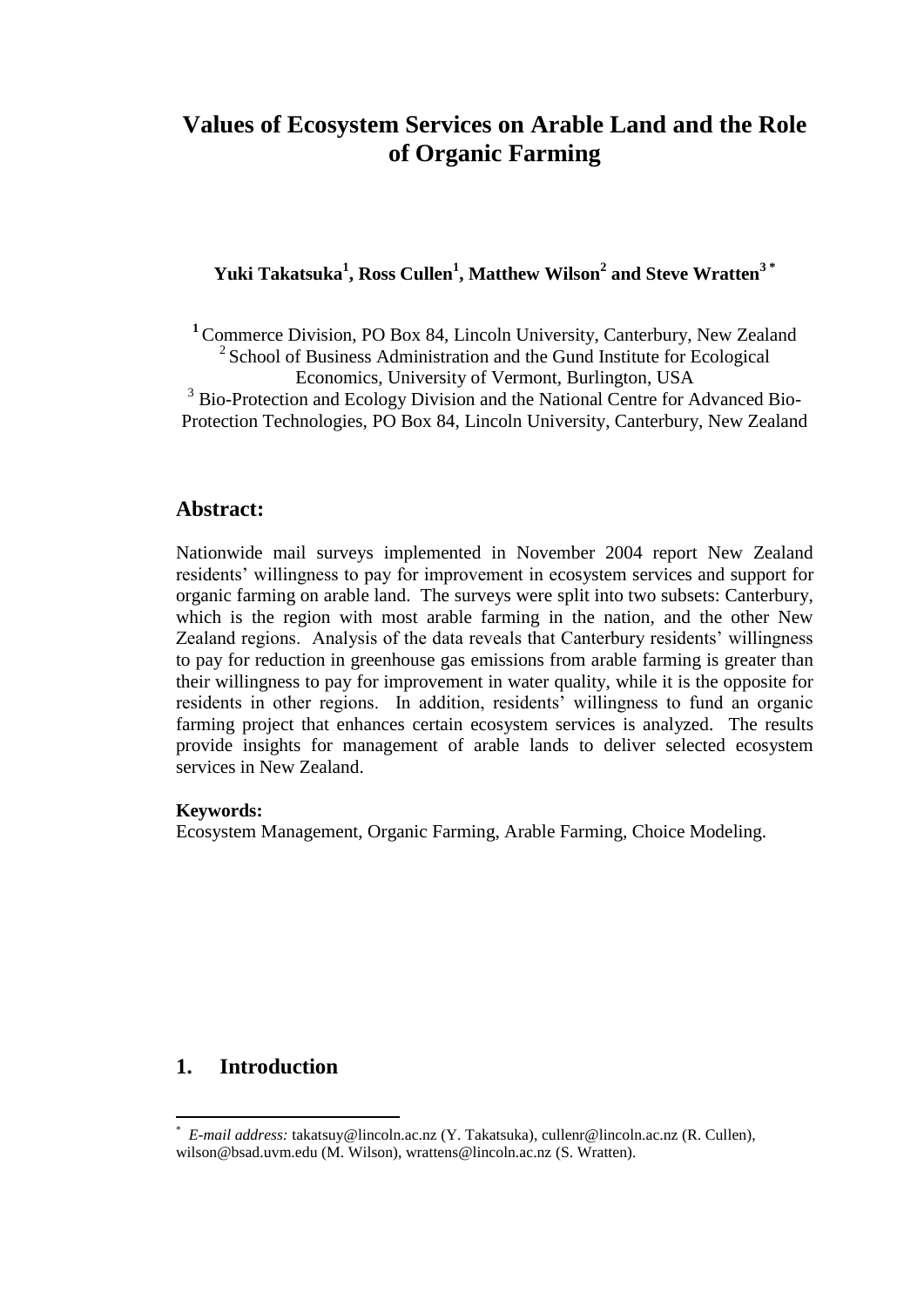# Values of Ecosystem Services on Arable Land and the Role of Organic Farming

**Yuki Takatsuka[1], Ross Cullen[1], Matthew Wilson[2] and Steve Wratten[3 *]**

[1] Commerce Division, PO Box 84, Lincoln University, Canterbury, New Zealand
[2] School of Business Administration and the Gund Institute for Ecological Economics, University of Vermont, Burlington, USA
[3] Bio-Protection and Ecology Division and the National Centre for Advanced Bio-Protection Technologies, PO Box 84, Lincoln University, Canterbury, New Zealand

## Abstract:

Nationwide mail surveys implemented in November 2004 report New Zealand residents' willingness to pay for improvement in ecosystem services and support for organic farming on arable land. The surveys were split into two subsets: Canterbury, which is the region with most arable farming in the nation, and the other New Zealand regions. Analysis of the data reveals that Canterbury residents' willingness to pay for reduction in greenhouse gas emissions from arable farming is greater than their willingness to pay for improvement in water quality, while it is the opposite for residents in other regions. In addition, residents' willingness to fund an organic farming project that enhances certain ecosystem services is analyzed. The results provide insights for management of arable lands to deliver selected ecosystem services in New Zealand.

**Keywords:**
Ecosystem Management, Organic Farming, Arable Farming, Choice Modeling.

## 1. Introduction

[*] *E-mail address:* takatsuy@lincoln.ac.nz (Y. Takatsuka), cullenr@lincoln.ac.nz (R. Cullen), wilson@bsad.uvm.edu (M. Wilson), wrattens@lincoln.ac.nz (S. Wratten).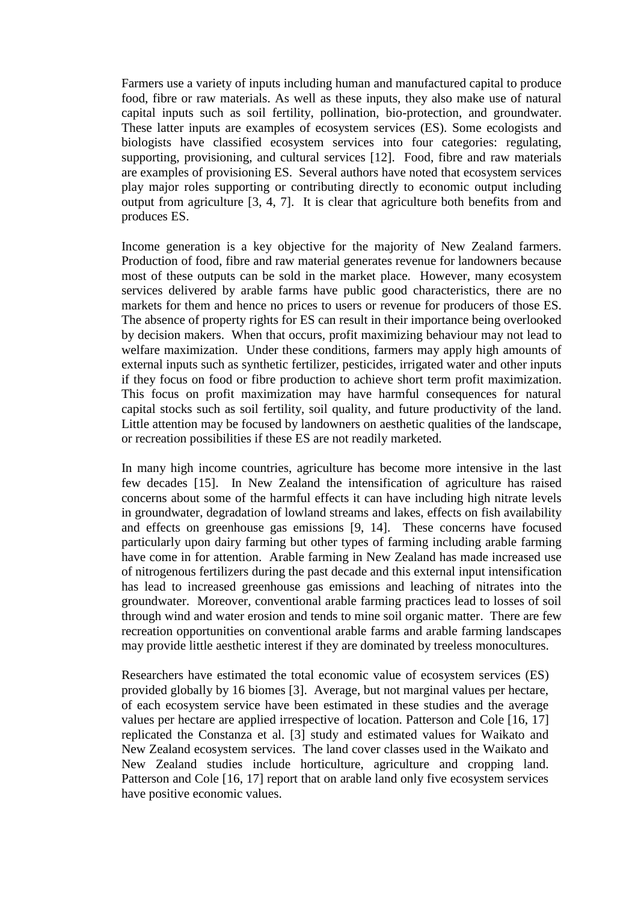Farmers use a variety of inputs including human and manufactured capital to produce food, fibre or raw materials. As well as these inputs, they also make use of natural capital inputs such as soil fertility, pollination, bio-protection, and groundwater. These latter inputs are examples of ecosystem services (ES). Some ecologists and biologists have classified ecosystem services into four categories: regulating, supporting, provisioning, and cultural services [12]. Food, fibre and raw materials are examples of provisioning ES. Several authors have noted that ecosystem services play major roles supporting or contributing directly to economic output including output from agriculture [3, 4, 7]. It is clear that agriculture both benefits from and produces ES.

Income generation is a key objective for the majority of New Zealand farmers. Production of food, fibre and raw material generates revenue for landowners because most of these outputs can be sold in the market place. However, many ecosystem services delivered by arable farms have public good characteristics, there are no markets for them and hence no prices to users or revenue for producers of those ES. The absence of property rights for ES can result in their importance being overlooked by decision makers. When that occurs, profit maximizing behaviour may not lead to welfare maximization. Under these conditions, farmers may apply high amounts of external inputs such as synthetic fertilizer, pesticides, irrigated water and other inputs if they focus on food or fibre production to achieve short term profit maximization. This focus on profit maximization may have harmful consequences for natural capital stocks such as soil fertility, soil quality, and future productivity of the land. Little attention may be focused by landowners on aesthetic qualities of the landscape, or recreation possibilities if these ES are not readily marketed.

In many high income countries, agriculture has become more intensive in the last few decades [15]. In New Zealand the intensification of agriculture has raised concerns about some of the harmful effects it can have including high nitrate levels in groundwater, degradation of lowland streams and lakes, effects on fish availability and effects on greenhouse gas emissions [9, 14]. These concerns have focused particularly upon dairy farming but other types of farming including arable farming have come in for attention. Arable farming in New Zealand has made increased use of nitrogenous fertilizers during the past decade and this external input intensification has lead to increased greenhouse gas emissions and leaching of nitrates into the groundwater. Moreover, conventional arable farming practices lead to losses of soil through wind and water erosion and tends to mine soil organic matter. There are few recreation opportunities on conventional arable farms and arable farming landscapes may provide little aesthetic interest if they are dominated by treeless monocultures.

Researchers have estimated the total economic value of ecosystem services (ES) provided globally by 16 biomes [3]. Average, but not marginal values per hectare, of each ecosystem service have been estimated in these studies and the average values per hectare are applied irrespective of location. Patterson and Cole [16, 17] replicated the Constanza et al. [3] study and estimated values for Waikato and New Zealand ecosystem services. The land cover classes used in the Waikato and New Zealand studies include horticulture, agriculture and cropping land. Patterson and Cole [16, 17] report that on arable land only five ecosystem services have positive economic values.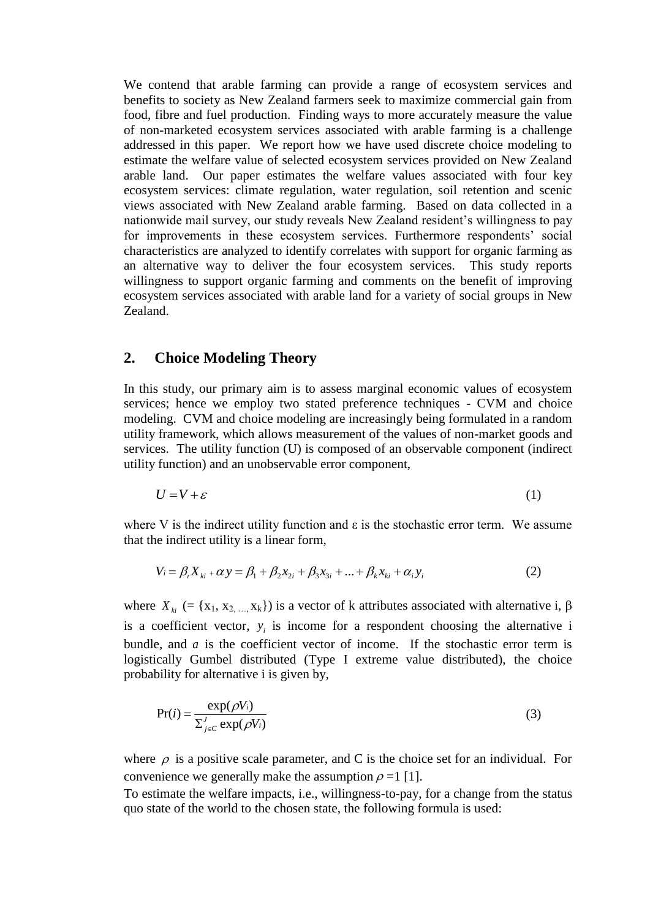We contend that arable farming can provide a range of ecosystem services and benefits to society as New Zealand farmers seek to maximize commercial gain from food, fibre and fuel production. Finding ways to more accurately measure the value of non-marketed ecosystem services associated with arable farming is a challenge addressed in this paper. We report how we have used discrete choice modeling to estimate the welfare value of selected ecosystem services provided on New Zealand arable land. Our paper estimates the welfare values associated with four key ecosystem services: climate regulation, water regulation, soil retention and scenic views associated with New Zealand arable farming. Based on data collected in a nationwide mail survey, our study reveals New Zealand resident's willingness to pay for improvements in these ecosystem services. Furthermore respondents' social characteristics are analyzed to identify correlates with support for organic farming as an alternative way to deliver the four ecosystem services. This study reports willingness to support organic farming and comments on the benefit of improving ecosystem services associated with arable land for a variety of social groups in New Zealand.

## 2. Choice Modeling Theory

In this study, our primary aim is to assess marginal economic values of ecosystem services; hence we employ two stated preference techniques - CVM and choice modeling. CVM and choice modeling are increasingly being formulated in a random utility framework, which allows measurement of the values of non-market goods and services. The utility function (U) is composed of an observable component (indirect utility function) and an unobservable error component,

$$U = V + \varepsilon \tag{1}$$

where V is the indirect utility function and ε is the stochastic error term. We assume that the indirect utility is a linear form,

$$V_i = \beta_i X_{ki} + \alpha y = \beta_1 + \beta_2 x_{2i} + \beta_3 x_{3i} + \ldots + \beta_k x_{ki} + \alpha_i y_i \tag{2}$$

where $X_{ki}$ (= {$x_1$, $x_2$, ..., $x_k$}) is a vector of k attributes associated with alternative i, β is a coefficient vector, $y_i$ is income for a respondent choosing the alternative i bundle, and *a* is the coefficient vector of income. If the stochastic error term is logistically Gumbel distributed (Type I extreme value distributed), the choice probability for alternative i is given by,

$$\Pr(i) = \frac{\exp(\rho V_i)}{\Sigma_{j \in C}^{J} \exp(\rho V_i)} \tag{3}$$

where $\rho$ is a positive scale parameter, and C is the choice set for an individual. For convenience we generally make the assumption $\rho = 1$ [1].

To estimate the welfare impacts, i.e., willingness-to-pay, for a change from the status quo state of the world to the chosen state, the following formula is used: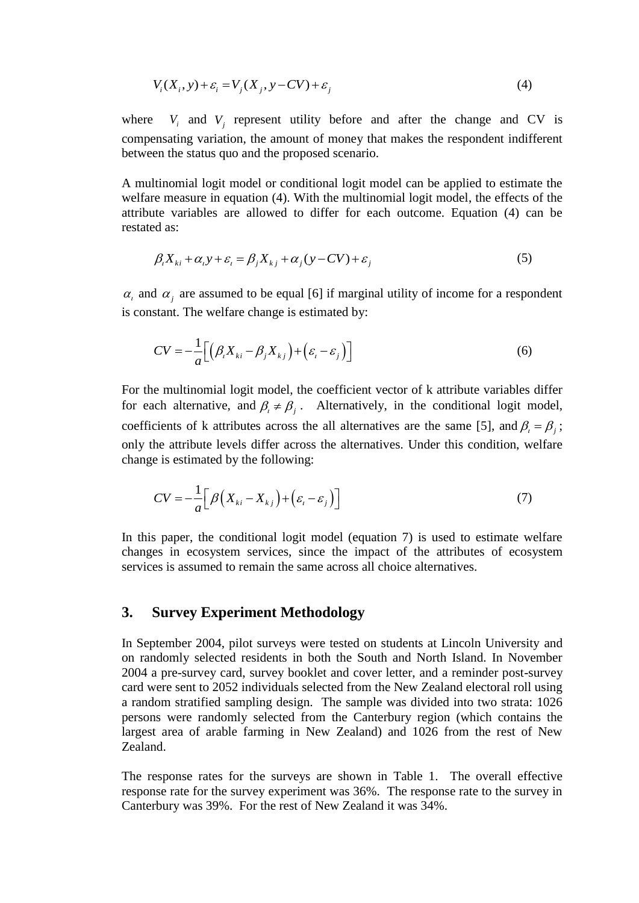$$V_i(X_i, y) + \varepsilon_i = V_j(X_j, y - CV) + \varepsilon_j \tag{4}$$

where $V_i$ and $V_j$ represent utility before and after the change and CV is compensating variation, the amount of money that makes the respondent indifferent between the status quo and the proposed scenario.

A multinomial logit model or conditional logit model can be applied to estimate the welfare measure in equation (4). With the multinomial logit model, the effects of the attribute variables are allowed to differ for each outcome. Equation (4) can be restated as:

$$\beta_\iota X_{ki} + \alpha_\iota y + \varepsilon_\iota = \beta_j X_{kj} + \alpha_j (y - CV) + \varepsilon_j \tag{5}$$

$\alpha_\iota$ and $\alpha_j$ are assumed to be equal [6] if marginal utility of income for a respondent is constant. The welfare change is estimated by:

$$CV = -\frac{1}{a}\left[\left(\beta_\iota X_{ki} - \beta_j X_{kj}\right) + \left(\varepsilon_\iota - \varepsilon_j\right)\right] \tag{6}$$

For the multinomial logit model, the coefficient vector of k attribute variables differ for each alternative, and $\beta_\iota \neq \beta_j$. Alternatively, in the conditional logit model, coefficients of k attributes across the all alternatives are the same [5], and $\beta_\iota = \beta_j$; only the attribute levels differ across the alternatives. Under this condition, welfare change is estimated by the following:

$$CV = -\frac{1}{a}\left[\beta\left(X_{ki} - X_{kj}\right) + \left(\varepsilon_\iota - \varepsilon_j\right)\right] \tag{7}$$

In this paper, the conditional logit model (equation 7) is used to estimate welfare changes in ecosystem services, since the impact of the attributes of ecosystem services is assumed to remain the same across all choice alternatives.

## 3. Survey Experiment Methodology

In September 2004, pilot surveys were tested on students at Lincoln University and on randomly selected residents in both the South and North Island. In November 2004 a pre-survey card, survey booklet and cover letter, and a reminder post-survey card were sent to 2052 individuals selected from the New Zealand electoral roll using a random stratified sampling design. The sample was divided into two strata: 1026 persons were randomly selected from the Canterbury region (which contains the largest area of arable farming in New Zealand) and 1026 from the rest of New Zealand.

The response rates for the surveys are shown in Table 1. The overall effective response rate for the survey experiment was 36%. The response rate to the survey in Canterbury was 39%. For the rest of New Zealand it was 34%.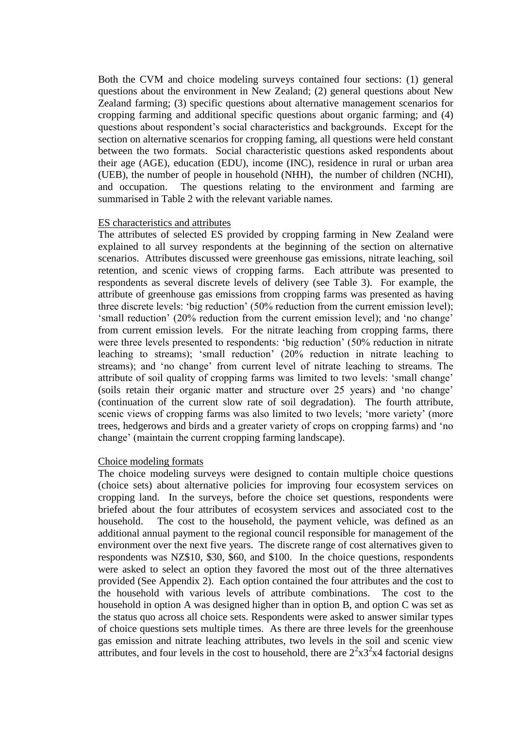Both the CVM and choice modeling surveys contained four sections: (1) general questions about the environment in New Zealand; (2) general questions about New Zealand farming; (3) specific questions about alternative management scenarios for cropping farming and additional specific questions about organic farming; and (4) questions about respondent's social characteristics and backgrounds. Except for the section on alternative scenarios for cropping faming, all questions were held constant between the two formats. Social characteristic questions asked respondents about their age (AGE), education (EDU), income (INC), residence in rural or urban area (UEB), the number of people in household (NHH), the number of children (NCHI), and occupation. The questions relating to the environment and farming are summarised in Table 2 with the relevant variable names.

ES characteristics and attributes

The attributes of selected ES provided by cropping farming in New Zealand were explained to all survey respondents at the beginning of the section on alternative scenarios. Attributes discussed were greenhouse gas emissions, nitrate leaching, soil retention, and scenic views of cropping farms. Each attribute was presented to respondents as several discrete levels of delivery (see Table 3). For example, the attribute of greenhouse gas emissions from cropping farms was presented as having three discrete levels: 'big reduction' (50% reduction from the current emission level); 'small reduction' (20% reduction from the current emission level); and 'no change' from current emission levels. For the nitrate leaching from cropping farms, there were three levels presented to respondents: 'big reduction' (50% reduction in nitrate leaching to streams); 'small reduction' (20% reduction in nitrate leaching to streams); and 'no change' from current level of nitrate leaching to streams. The attribute of soil quality of cropping farms was limited to two levels: 'small change' (soils retain their organic matter and structure over 25 years) and 'no change' (continuation of the current slow rate of soil degradation). The fourth attribute, scenic views of cropping farms was also limited to two levels; 'more variety' (more trees, hedgerows and birds and a greater variety of crops on cropping farms) and 'no change' (maintain the current cropping farming landscape).

Choice modeling formats

The choice modeling surveys were designed to contain multiple choice questions (choice sets) about alternative policies for improving four ecosystem services on cropping land. In the surveys, before the choice set questions, respondents were briefed about the four attributes of ecosystem services and associated cost to the household. The cost to the household, the payment vehicle, was defined as an additional annual payment to the regional council responsible for management of the environment over the next five years. The discrete range of cost alternatives given to respondents was NZ$10, $30, $60, and $100. In the choice questions, respondents were asked to select an option they favored the most out of the three alternatives provided (See Appendix 2). Each option contained the four attributes and the cost to the household with various levels of attribute combinations. The cost to the household in option A was designed higher than in option B, and option C was set as the status quo across all choice sets. Respondents were asked to answer similar types of choice questions sets multiple times. As there are three levels for the greenhouse gas emission and nitrate leaching attributes, two levels in the soil and scenic view attributes, and four levels in the cost to household, there are $2^2 x 3^2 x 4$ factorial designs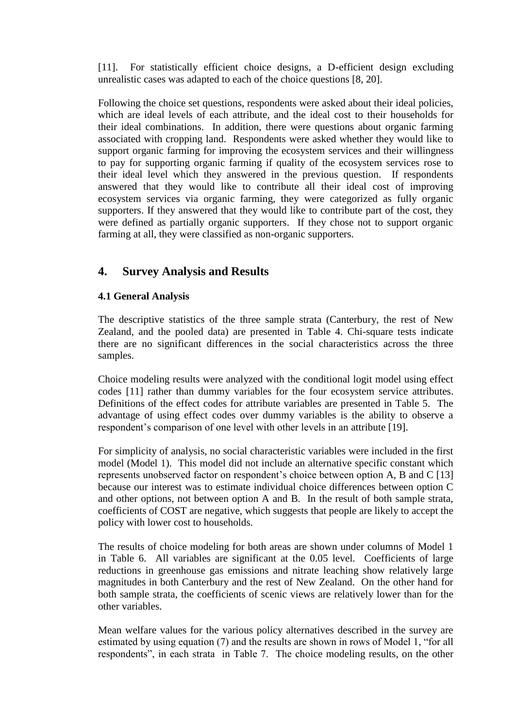[11]. For statistically efficient choice designs, a D-efficient design excluding unrealistic cases was adapted to each of the choice questions [8, 20].

Following the choice set questions, respondents were asked about their ideal policies, which are ideal levels of each attribute, and the ideal cost to their households for their ideal combinations. In addition, there were questions about organic farming associated with cropping land. Respondents were asked whether they would like to support organic farming for improving the ecosystem services and their willingness to pay for supporting organic farming if quality of the ecosystem services rose to their ideal level which they answered in the previous question. If respondents answered that they would like to contribute all their ideal cost of improving ecosystem services via organic farming, they were categorized as fully organic supporters. If they answered that they would like to contribute part of the cost, they were defined as partially organic supporters. If they chose not to support organic farming at all, they were classified as non-organic supporters.

## 4. Survey Analysis and Results

### 4.1 General Analysis

The descriptive statistics of the three sample strata (Canterbury, the rest of New Zealand, and the pooled data) are presented in Table 4. Chi-square tests indicate there are no significant differences in the social characteristics across the three samples.

Choice modeling results were analyzed with the conditional logit model using effect codes [11] rather than dummy variables for the four ecosystem service attributes. Definitions of the effect codes for attribute variables are presented in Table 5. The advantage of using effect codes over dummy variables is the ability to observe a respondent's comparison of one level with other levels in an attribute [19].

For simplicity of analysis, no social characteristic variables were included in the first model (Model 1). This model did not include an alternative specific constant which represents unobserved factor on respondent's choice between option A, B and C [13] because our interest was to estimate individual choice differences between option C and other options, not between option A and B. In the result of both sample strata, coefficients of COST are negative, which suggests that people are likely to accept the policy with lower cost to households.

The results of choice modeling for both areas are shown under columns of Model 1 in Table 6. All variables are significant at the 0.05 level. Coefficients of large reductions in greenhouse gas emissions and nitrate leaching show relatively large magnitudes in both Canterbury and the rest of New Zealand. On the other hand for both sample strata, the coefficients of scenic views are relatively lower than for the other variables.

Mean welfare values for the various policy alternatives described in the survey are estimated by using equation (7) and the results are shown in rows of Model 1, "for all respondents", in each strata in Table 7. The choice modeling results, on the other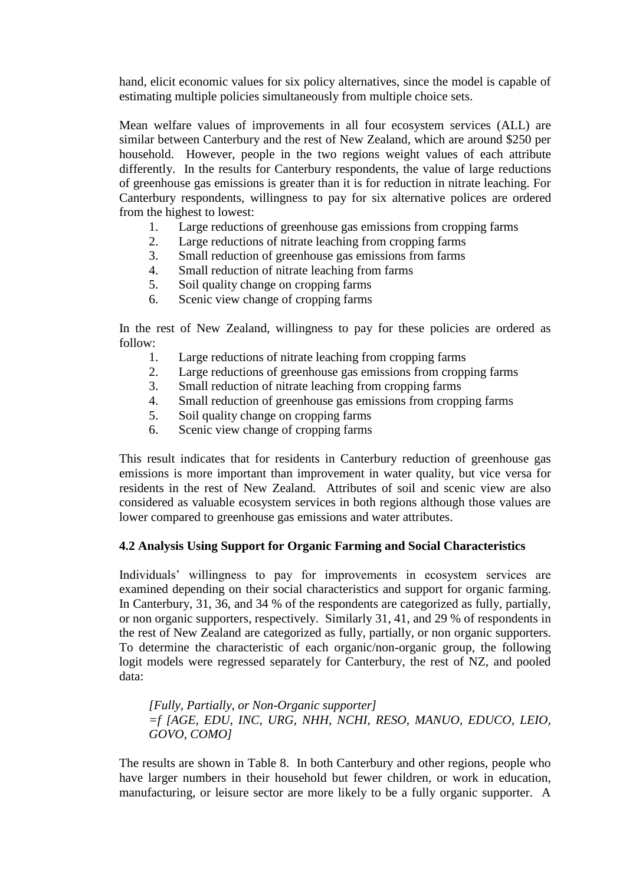hand, elicit economic values for six policy alternatives, since the model is capable of estimating multiple policies simultaneously from multiple choice sets.

Mean welfare values of improvements in all four ecosystem services (ALL) are similar between Canterbury and the rest of New Zealand, which are around $250 per household. However, people in the two regions weight values of each attribute differently. In the results for Canterbury respondents, the value of large reductions of greenhouse gas emissions is greater than it is for reduction in nitrate leaching. For Canterbury respondents, willingness to pay for six alternative polices are ordered from the highest to lowest:

1. Large reductions of greenhouse gas emissions from cropping farms
2. Large reductions of nitrate leaching from cropping farms
3. Small reduction of greenhouse gas emissions from farms
4. Small reduction of nitrate leaching from farms
5. Soil quality change on cropping farms
6. Scenic view change of cropping farms

In the rest of New Zealand, willingness to pay for these policies are ordered as follow:

1. Large reductions of nitrate leaching from cropping farms
2. Large reductions of greenhouse gas emissions from cropping farms
3. Small reduction of nitrate leaching from cropping farms
4. Small reduction of greenhouse gas emissions from cropping farms
5. Soil quality change on cropping farms
6. Scenic view change of cropping farms

This result indicates that for residents in Canterbury reduction of greenhouse gas emissions is more important than improvement in water quality, but vice versa for residents in the rest of New Zealand. Attributes of soil and scenic view are also considered as valuable ecosystem services in both regions although those values are lower compared to greenhouse gas emissions and water attributes.

**4.2 Analysis Using Support for Organic Farming and Social Characteristics**

Individuals' willingness to pay for improvements in ecosystem services are examined depending on their social characteristics and support for organic farming. In Canterbury, 31, 36, and 34 % of the respondents are categorized as fully, partially, or non organic supporters, respectively. Similarly 31, 41, and 29 % of respondents in the rest of New Zealand are categorized as fully, partially, or non organic supporters. To determine the characteristic of each organic/non-organic group, the following logit models were regressed separately for Canterbury, the rest of NZ, and pooled data:

*[Fully, Partially, or Non-Organic supporter]*
*=f [AGE, EDU, INC, URG, NHH, NCHI, RESO, MANUO, EDUCO, LEIO, GOVO, COMO]*

The results are shown in Table 8. In both Canterbury and other regions, people who have larger numbers in their household but fewer children, or work in education, manufacturing, or leisure sector are more likely to be a fully organic supporter. A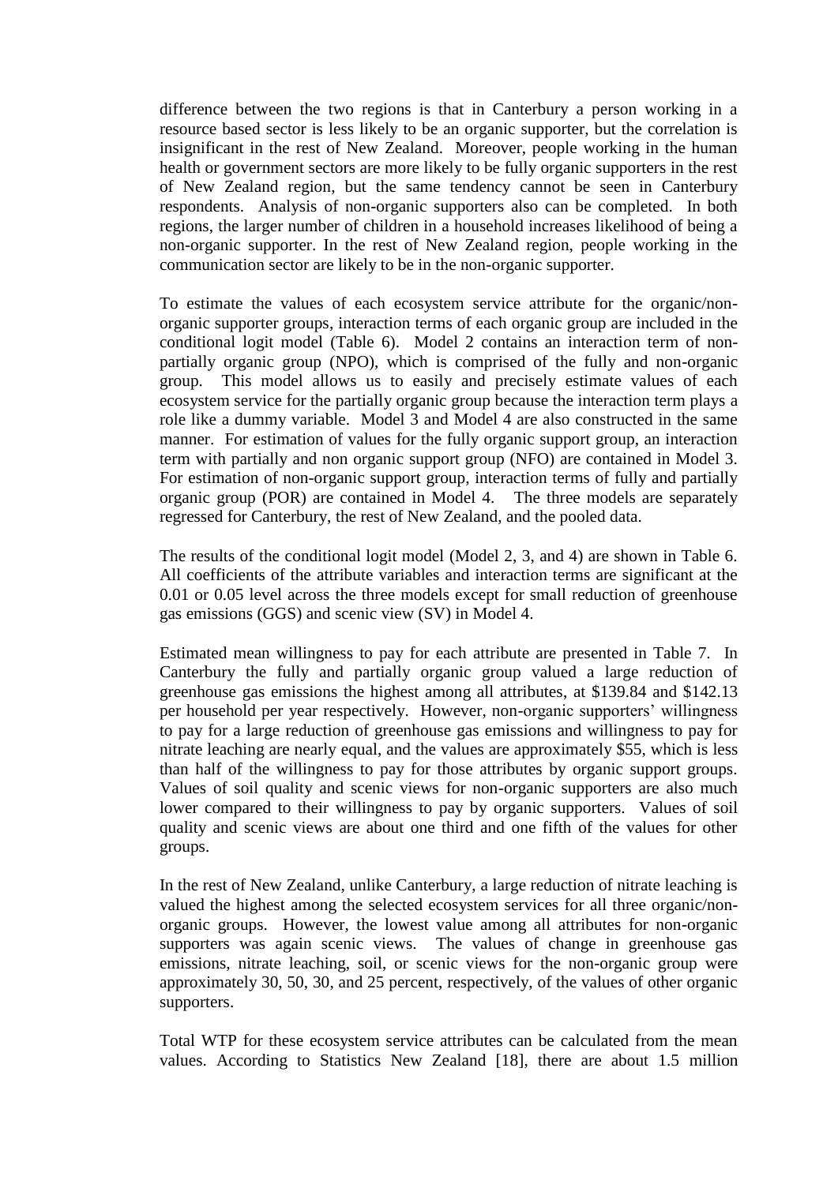difference between the two regions is that in Canterbury a person working in a resource based sector is less likely to be an organic supporter, but the correlation is insignificant in the rest of New Zealand. Moreover, people working in the human health or government sectors are more likely to be fully organic supporters in the rest of New Zealand region, but the same tendency cannot be seen in Canterbury respondents. Analysis of non-organic supporters also can be completed. In both regions, the larger number of children in a household increases likelihood of being a non-organic supporter. In the rest of New Zealand region, people working in the communication sector are likely to be in the non-organic supporter.

To estimate the values of each ecosystem service attribute for the organic/non-organic supporter groups, interaction terms of each organic group are included in the conditional logit model (Table 6). Model 2 contains an interaction term of non-partially organic group (NPO), which is comprised of the fully and non-organic group. This model allows us to easily and precisely estimate values of each ecosystem service for the partially organic group because the interaction term plays a role like a dummy variable. Model 3 and Model 4 are also constructed in the same manner. For estimation of values for the fully organic support group, an interaction term with partially and non organic support group (NFO) are contained in Model 3. For estimation of non-organic support group, interaction terms of fully and partially organic group (POR) are contained in Model 4. The three models are separately regressed for Canterbury, the rest of New Zealand, and the pooled data.

The results of the conditional logit model (Model 2, 3, and 4) are shown in Table 6. All coefficients of the attribute variables and interaction terms are significant at the 0.01 or 0.05 level across the three models except for small reduction of greenhouse gas emissions (GGS) and scenic view (SV) in Model 4.

Estimated mean willingness to pay for each attribute are presented in Table 7. In Canterbury the fully and partially organic group valued a large reduction of greenhouse gas emissions the highest among all attributes, at $139.84 and $142.13 per household per year respectively. However, non-organic supporters' willingness to pay for a large reduction of greenhouse gas emissions and willingness to pay for nitrate leaching are nearly equal, and the values are approximately $55, which is less than half of the willingness to pay for those attributes by organic support groups. Values of soil quality and scenic views for non-organic supporters are also much lower compared to their willingness to pay by organic supporters. Values of soil quality and scenic views are about one third and one fifth of the values for other groups.

In the rest of New Zealand, unlike Canterbury, a large reduction of nitrate leaching is valued the highest among the selected ecosystem services for all three organic/non-organic groups. However, the lowest value among all attributes for non-organic supporters was again scenic views. The values of change in greenhouse gas emissions, nitrate leaching, soil, or scenic views for the non-organic group were approximately 30, 50, 30, and 25 percent, respectively, of the values of other organic supporters.

Total WTP for these ecosystem service attributes can be calculated from the mean values. According to Statistics New Zealand [18], there are about 1.5 million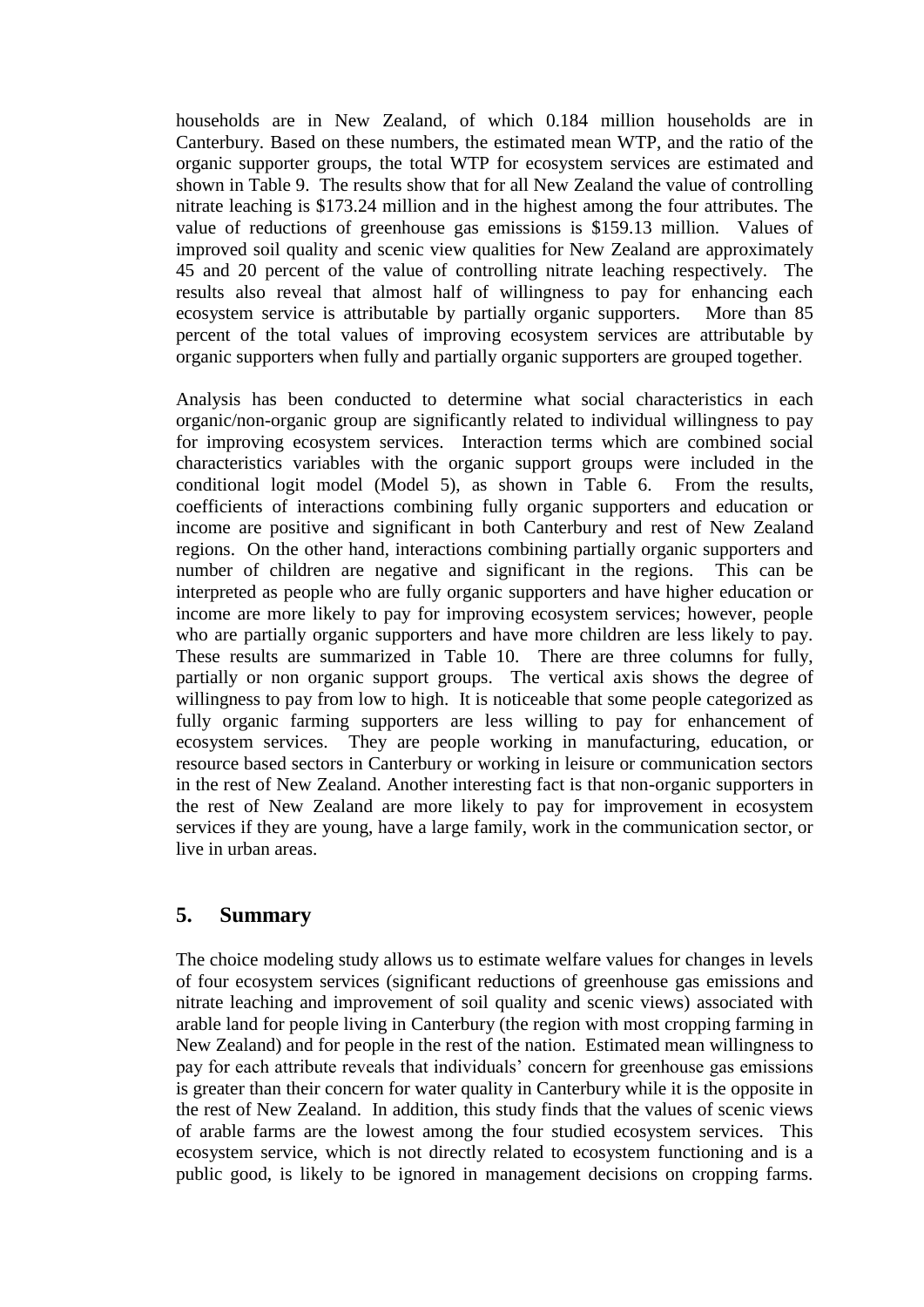households are in New Zealand, of which 0.184 million households are in Canterbury. Based on these numbers, the estimated mean WTP, and the ratio of the organic supporter groups, the total WTP for ecosystem services are estimated and shown in Table 9. The results show that for all New Zealand the value of controlling nitrate leaching is \$173.24 million and in the highest among the four attributes. The value of reductions of greenhouse gas emissions is \$159.13 million. Values of improved soil quality and scenic view qualities for New Zealand are approximately 45 and 20 percent of the value of controlling nitrate leaching respectively. The results also reveal that almost half of willingness to pay for enhancing each ecosystem service is attributable by partially organic supporters. More than 85 percent of the total values of improving ecosystem services are attributable by organic supporters when fully and partially organic supporters are grouped together.

Analysis has been conducted to determine what social characteristics in each organic/non-organic group are significantly related to individual willingness to pay for improving ecosystem services. Interaction terms which are combined social characteristics variables with the organic support groups were included in the conditional logit model (Model 5), as shown in Table 6. From the results, coefficients of interactions combining fully organic supporters and education or income are positive and significant in both Canterbury and rest of New Zealand regions. On the other hand, interactions combining partially organic supporters and number of children are negative and significant in the regions. This can be interpreted as people who are fully organic supporters and have higher education or income are more likely to pay for improving ecosystem services; however, people who are partially organic supporters and have more children are less likely to pay. These results are summarized in Table 10. There are three columns for fully, partially or non organic support groups. The vertical axis shows the degree of willingness to pay from low to high. It is noticeable that some people categorized as fully organic farming supporters are less willing to pay for enhancement of ecosystem services. They are people working in manufacturing, education, or resource based sectors in Canterbury or working in leisure or communication sectors in the rest of New Zealand. Another interesting fact is that non-organic supporters in the rest of New Zealand are more likely to pay for improvement in ecosystem services if they are young, have a large family, work in the communication sector, or live in urban areas.

## 5. Summary

The choice modeling study allows us to estimate welfare values for changes in levels of four ecosystem services (significant reductions of greenhouse gas emissions and nitrate leaching and improvement of soil quality and scenic views) associated with arable land for people living in Canterbury (the region with most cropping farming in New Zealand) and for people in the rest of the nation. Estimated mean willingness to pay for each attribute reveals that individuals' concern for greenhouse gas emissions is greater than their concern for water quality in Canterbury while it is the opposite in the rest of New Zealand. In addition, this study finds that the values of scenic views of arable farms are the lowest among the four studied ecosystem services. This ecosystem service, which is not directly related to ecosystem functioning and is a public good, is likely to be ignored in management decisions on cropping farms.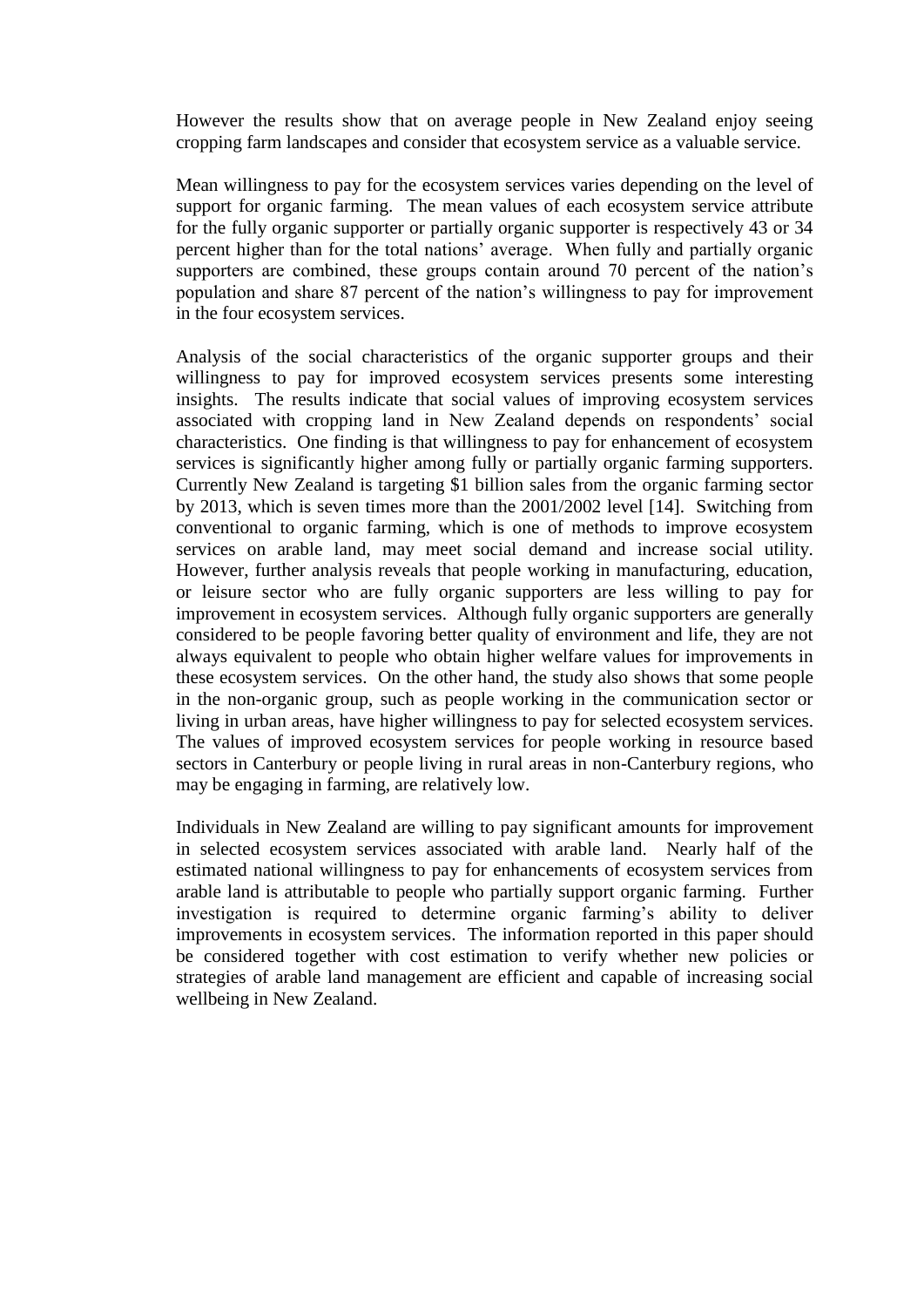However the results show that on average people in New Zealand enjoy seeing cropping farm landscapes and consider that ecosystem service as a valuable service.

Mean willingness to pay for the ecosystem services varies depending on the level of support for organic farming. The mean values of each ecosystem service attribute for the fully organic supporter or partially organic supporter is respectively 43 or 34 percent higher than for the total nations' average. When fully and partially organic supporters are combined, these groups contain around 70 percent of the nation's population and share 87 percent of the nation's willingness to pay for improvement in the four ecosystem services.

Analysis of the social characteristics of the organic supporter groups and their willingness to pay for improved ecosystem services presents some interesting insights. The results indicate that social values of improving ecosystem services associated with cropping land in New Zealand depends on respondents' social characteristics. One finding is that willingness to pay for enhancement of ecosystem services is significantly higher among fully or partially organic farming supporters. Currently New Zealand is targeting $1 billion sales from the organic farming sector by 2013, which is seven times more than the 2001/2002 level [14]. Switching from conventional to organic farming, which is one of methods to improve ecosystem services on arable land, may meet social demand and increase social utility. However, further analysis reveals that people working in manufacturing, education, or leisure sector who are fully organic supporters are less willing to pay for improvement in ecosystem services. Although fully organic supporters are generally considered to be people favoring better quality of environment and life, they are not always equivalent to people who obtain higher welfare values for improvements in these ecosystem services. On the other hand, the study also shows that some people in the non-organic group, such as people working in the communication sector or living in urban areas, have higher willingness to pay for selected ecosystem services. The values of improved ecosystem services for people working in resource based sectors in Canterbury or people living in rural areas in non-Canterbury regions, who may be engaging in farming, are relatively low.

Individuals in New Zealand are willing to pay significant amounts for improvement in selected ecosystem services associated with arable land. Nearly half of the estimated national willingness to pay for enhancements of ecosystem services from arable land is attributable to people who partially support organic farming. Further investigation is required to determine organic farming's ability to deliver improvements in ecosystem services. The information reported in this paper should be considered together with cost estimation to verify whether new policies or strategies of arable land management are efficient and capable of increasing social wellbeing in New Zealand.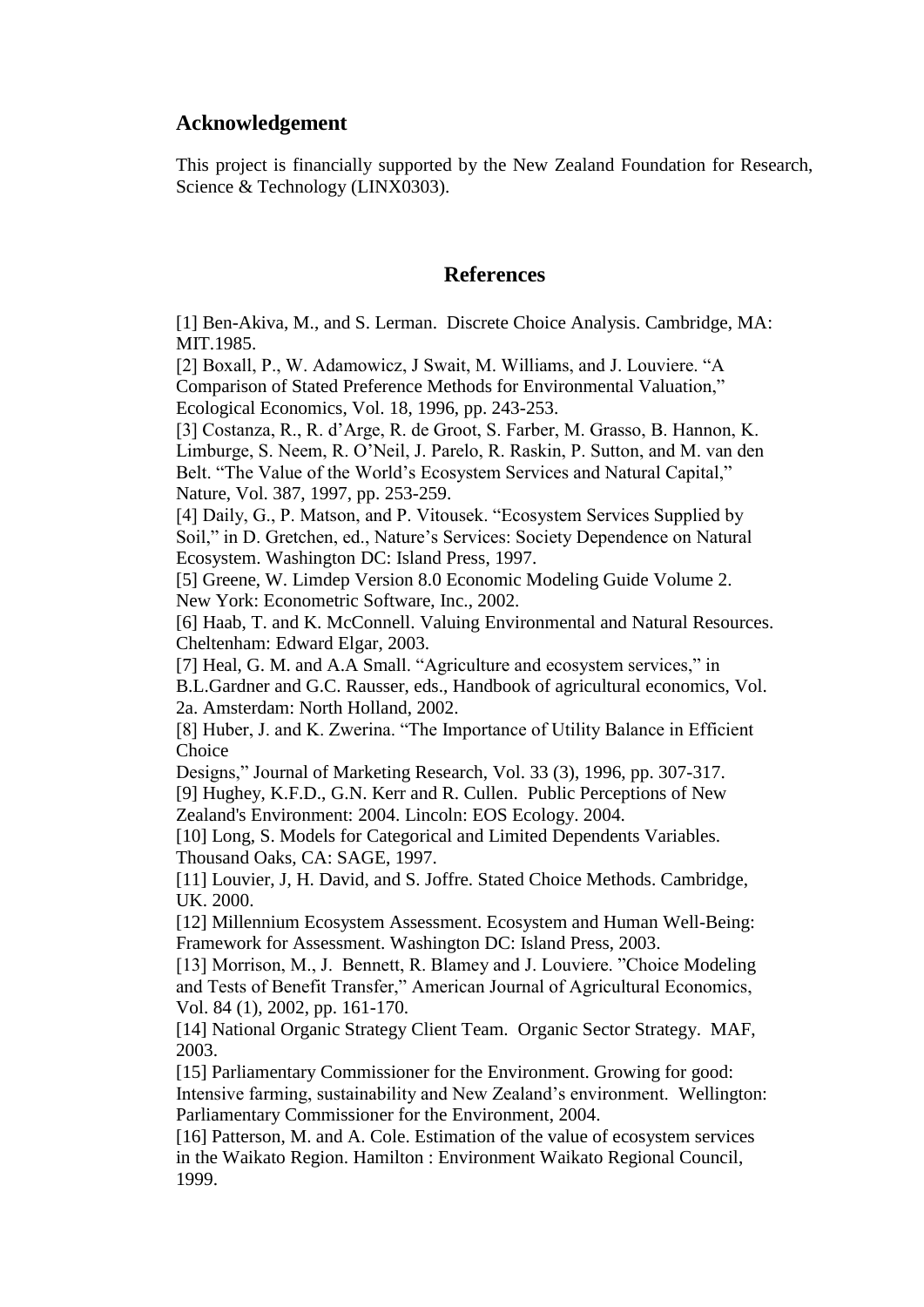## Acknowledgement

This project is financially supported by the New Zealand Foundation for Research, Science & Technology (LINX0303).

## References

[1] Ben-Akiva, M., and S. Lerman. Discrete Choice Analysis. Cambridge, MA: MIT.1985.

[2] Boxall, P., W. Adamowicz, J Swait, M. Williams, and J. Louviere. "A Comparison of Stated Preference Methods for Environmental Valuation," Ecological Economics, Vol. 18, 1996, pp. 243-253.

[3] Costanza, R., R. d'Arge, R. de Groot, S. Farber, M. Grasso, B. Hannon, K. Limburge, S. Neem, R. O'Neil, J. Parelo, R. Raskin, P. Sutton, and M. van den Belt. "The Value of the World's Ecosystem Services and Natural Capital," Nature, Vol. 387, 1997, pp. 253-259.

[4] Daily, G., P. Matson, and P. Vitousek. "Ecosystem Services Supplied by Soil," in D. Gretchen, ed., Nature's Services: Society Dependence on Natural Ecosystem. Washington DC: Island Press, 1997.

[5] Greene, W. Limdep Version 8.0 Economic Modeling Guide Volume 2. New York: Econometric Software, Inc., 2002.

[6] Haab, T. and K. McConnell. Valuing Environmental and Natural Resources. Cheltenham: Edward Elgar, 2003.

[7] Heal, G. M. and A.A Small. "Agriculture and ecosystem services," in B.L.Gardner and G.C. Rausser, eds., Handbook of agricultural economics, Vol. 2a. Amsterdam: North Holland, 2002.

[8] Huber, J. and K. Zwerina. "The Importance of Utility Balance in Efficient Choice Designs," Journal of Marketing Research, Vol. 33 (3), 1996, pp. 307-317.

[9] Hughey, K.F.D., G.N. Kerr and R. Cullen. Public Perceptions of New Zealand's Environment: 2004. Lincoln: EOS Ecology. 2004.

[10] Long, S. Models for Categorical and Limited Dependents Variables. Thousand Oaks, CA: SAGE, 1997.

[11] Louvier, J, H. David, and S. Joffre. Stated Choice Methods. Cambridge, UK. 2000.

[12] Millennium Ecosystem Assessment. Ecosystem and Human Well-Being: Framework for Assessment. Washington DC: Island Press, 2003.

[13] Morrison, M., J. Bennett, R. Blamey and J. Louviere. "Choice Modeling and Tests of Benefit Transfer," American Journal of Agricultural Economics, Vol. 84 (1), 2002, pp. 161-170.

[14] National Organic Strategy Client Team. Organic Sector Strategy. MAF, 2003.

[15] Parliamentary Commissioner for the Environment. Growing for good: Intensive farming, sustainability and New Zealand's environment. Wellington: Parliamentary Commissioner for the Environment, 2004.

[16] Patterson, M. and A. Cole. Estimation of the value of ecosystem services in the Waikato Region. Hamilton : Environment Waikato Regional Council, 1999.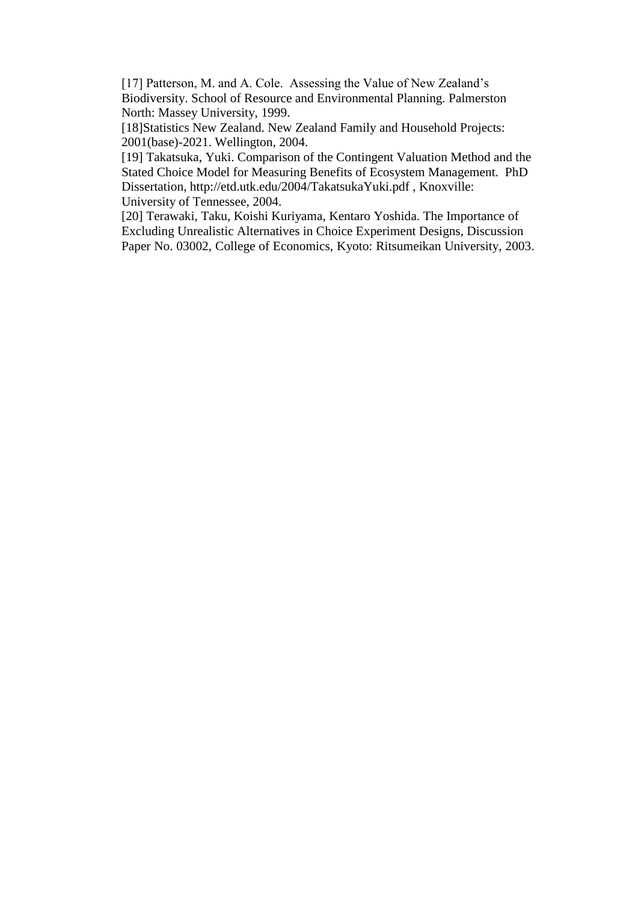[17] Patterson, M. and A. Cole. Assessing the Value of New Zealand's Biodiversity. School of Resource and Environmental Planning. Palmerston North: Massey University, 1999.

[18]Statistics New Zealand. New Zealand Family and Household Projects: 2001(base)-2021. Wellington, 2004.

[19] Takatsuka, Yuki. Comparison of the Contingent Valuation Method and the Stated Choice Model for Measuring Benefits of Ecosystem Management. PhD Dissertation, http://etd.utk.edu/2004/TakatsukaYuki.pdf , Knoxville: University of Tennessee, 2004.

[20] Terawaki, Taku, Koishi Kuriyama, Kentaro Yoshida. The Importance of Excluding Unrealistic Alternatives in Choice Experiment Designs, Discussion Paper No. 03002, College of Economics, Kyoto: Ritsumeikan University, 2003.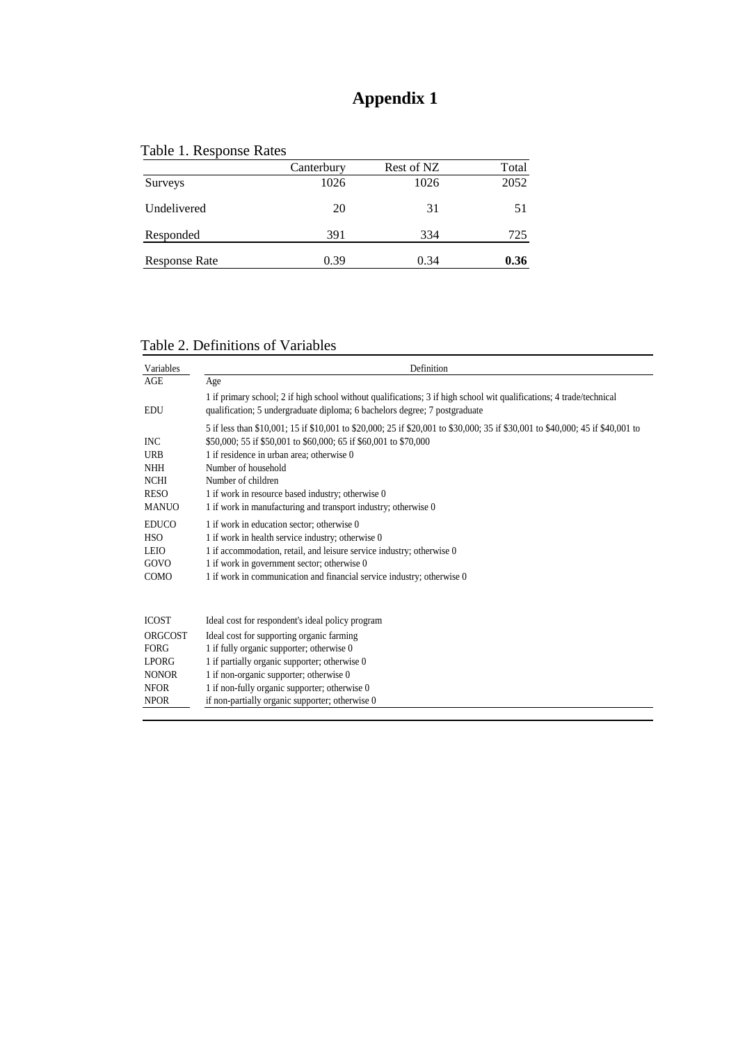# Appendix 1

Table 1. Response Rates

| | Canterbury | Rest of NZ | Total |
|---|---|---|---|
| Surveys | 1026 | 1026 | 2052 |
| Undelivered | 20 | 31 | 51 |
| Responded | 391 | 334 | 725 |
| Response Rate | 0.39 | 0.34 | **0.36** |

Table 2. Definitions of Variables

| Variables | Definition |
|---|---|
| AGE | Age |
| EDU | 1 if primary school; 2 if high school without qualifications; 3 if high school wit qualifications; 4 trade/technical qualification; 5 undergraduate diploma; 6 bachelors degree; 7 postgraduate |
| INC | 5 if less than $10,001; 15 if $10,001 to $20,000; 25 if $20,001 to $30,000; 35 if $30,001 to $40,000; 45 if $40,001 to $50,000; 55 if $50,001 to $60,000; 65 if $60,001 to $70,000 |
| URB | 1 if residence in urban area; otherwise 0 |
| NHH | Number of household |
| NCHI | Number of children |
| RESO | 1 if work in resource based industry; otherwise 0 |
| MANUO | 1 if work in manufacturing and transport industry; otherwise 0 |
| EDUCO | 1 if work in education sector; otherwise 0 |
| HSO | 1 if work in health service industry; otherwise 0 |
| LEIO | 1 if accommodation, retail, and leisure service industry; otherwise 0 |
| GOVO | 1 if work in government sector; otherwise 0 |
| COMO | 1 if work in communication and financial service industry; otherwise 0 |
| ICOST | Ideal cost for respondent's ideal policy program |
| ORGCOST | Ideal cost for supporting organic farming |
| FORG | 1 if fully organic supporter; otherwise 0 |
| LPORG | 1 if partially organic supporter; otherwise 0 |
| NONOR | 1 if non-organic supporter; otherwise 0 |
| NFOR | 1 if non-fully organic supporter; otherwise 0 |
| NPOR | if non-partially organic supporter; otherwise 0 |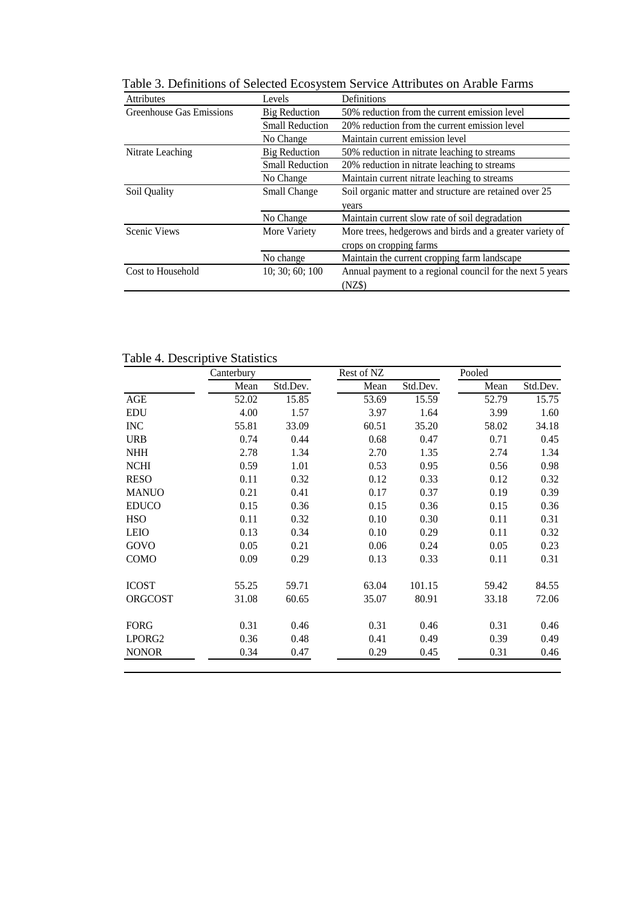Table 3. Definitions of Selected Ecosystem Service Attributes on Arable Farms

| Attributes | Levels | Definitions |
|---|---|---|
| Greenhouse Gas Emissions | Big Reduction | 50% reduction from the current emission level |
| | Small Reduction | 20% reduction from the current emission level |
| | No Change | Maintain current emission level |
| Nitrate Leaching | Big Reduction | 50% reduction in nitrate leaching to streams |
| | Small Reduction | 20% reduction in nitrate leaching to streams |
| | No Change | Maintain current nitrate leaching to streams |
| Soil Quality | Small Change | Soil organic matter and structure are retained over 25 years |
| | No Change | Maintain current slow rate of soil degradation |
| Scenic Views | More Variety | More trees, hedgerows and birds and a greater variety of crops on cropping farms |
| | No change | Maintain the current cropping farm landscape |
| Cost to Household | 10; 30; 60; 100 | Annual payment to a regional council for the next 5 years (NZ$) |

Table 4. Descriptive Statistics

| | Canterbury | | Rest of NZ | | Pooled | |
|---|---|---|---|---|---|---|
| | Mean | Std.Dev. | Mean | Std.Dev. | Mean | Std.Dev. |
| AGE | 52.02 | 15.85 | 53.69 | 15.59 | 52.79 | 15.75 |
| EDU | 4.00 | 1.57 | 3.97 | 1.64 | 3.99 | 1.60 |
| INC | 55.81 | 33.09 | 60.51 | 35.20 | 58.02 | 34.18 |
| URB | 0.74 | 0.44 | 0.68 | 0.47 | 0.71 | 0.45 |
| NHH | 2.78 | 1.34 | 2.70 | 1.35 | 2.74 | 1.34 |
| NCHI | 0.59 | 1.01 | 0.53 | 0.95 | 0.56 | 0.98 |
| RESO | 0.11 | 0.32 | 0.12 | 0.33 | 0.12 | 0.32 |
| MANUO | 0.21 | 0.41 | 0.17 | 0.37 | 0.19 | 0.39 |
| EDUCO | 0.15 | 0.36 | 0.15 | 0.36 | 0.15 | 0.36 |
| HSO | 0.11 | 0.32 | 0.10 | 0.30 | 0.11 | 0.31 |
| LEIO | 0.13 | 0.34 | 0.10 | 0.29 | 0.11 | 0.32 |
| GOVO | 0.05 | 0.21 | 0.06 | 0.24 | 0.05 | 0.23 |
| COMO | 0.09 | 0.29 | 0.13 | 0.33 | 0.11 | 0.31 |
| | | | | | | |
| ICOST | 55.25 | 59.71 | 63.04 | 101.15 | 59.42 | 84.55 |
| ORGCOST | 31.08 | 60.65 | 35.07 | 80.91 | 33.18 | 72.06 |
| | | | | | | |
| FORG | 0.31 | 0.46 | 0.31 | 0.46 | 0.31 | 0.46 |
| LPORG2 | 0.36 | 0.48 | 0.41 | 0.49 | 0.39 | 0.49 |
| NONOR | 0.34 | 0.47 | 0.29 | 0.45 | 0.31 | 0.46 |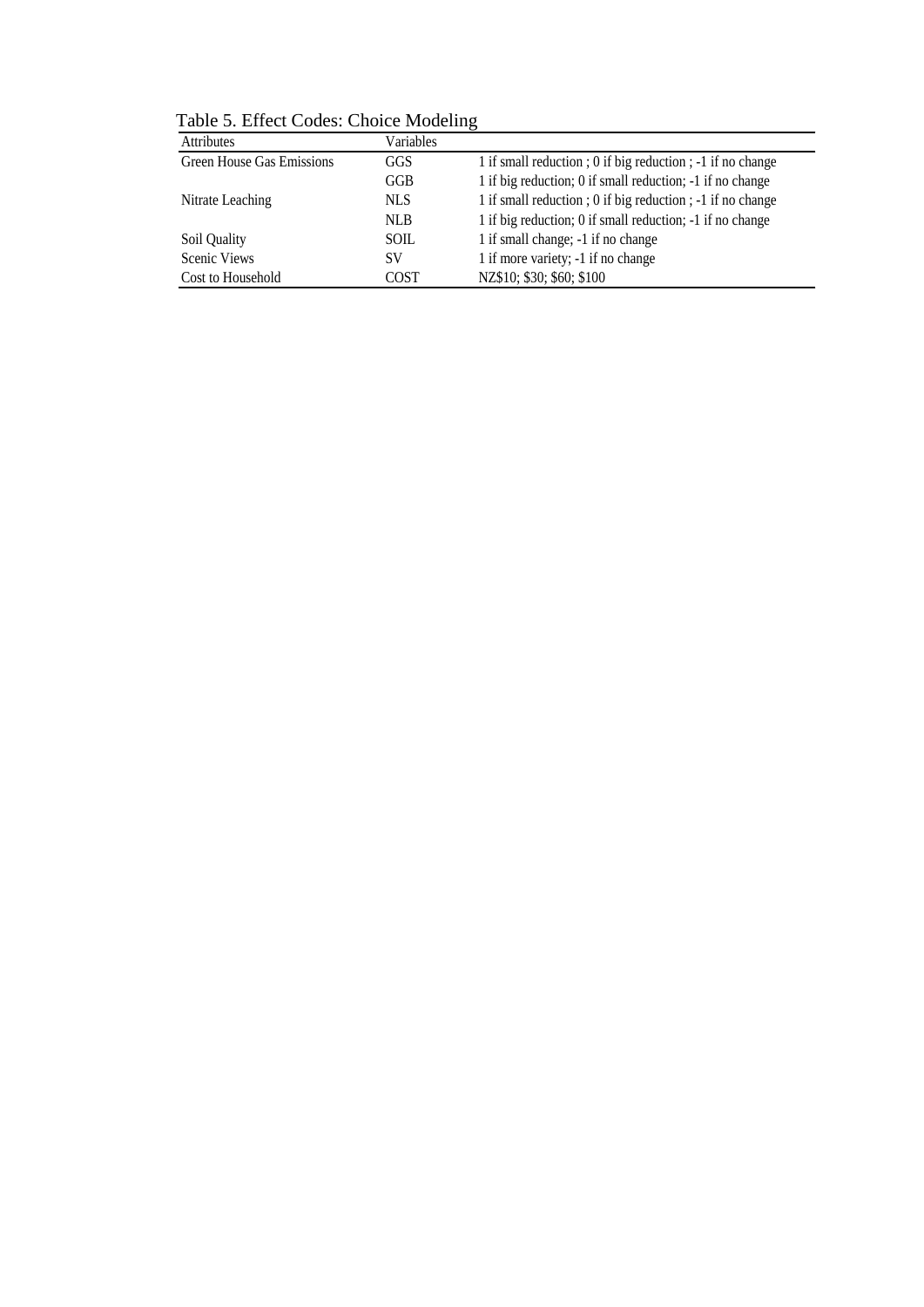Table 5. Effect Codes: Choice Modeling

| Attributes | Variables | |
|---|---|---|
| Green House Gas Emissions | GGS | 1 if small reduction ; 0 if big reduction ; -1 if no change |
| | GGB | 1 if big reduction; 0 if small reduction; -1 if no change |
| Nitrate Leaching | NLS | 1 if small reduction ; 0 if big reduction ; -1 if no change |
| | NLB | 1 if big reduction; 0 if small reduction; -1 if no change |
| Soil Quality | SOIL | 1 if small change; -1 if no change |
| Scenic Views | SV | 1 if more variety; -1 if no change |
| Cost to Household | COST | NZ$10; $30; $60; $100 |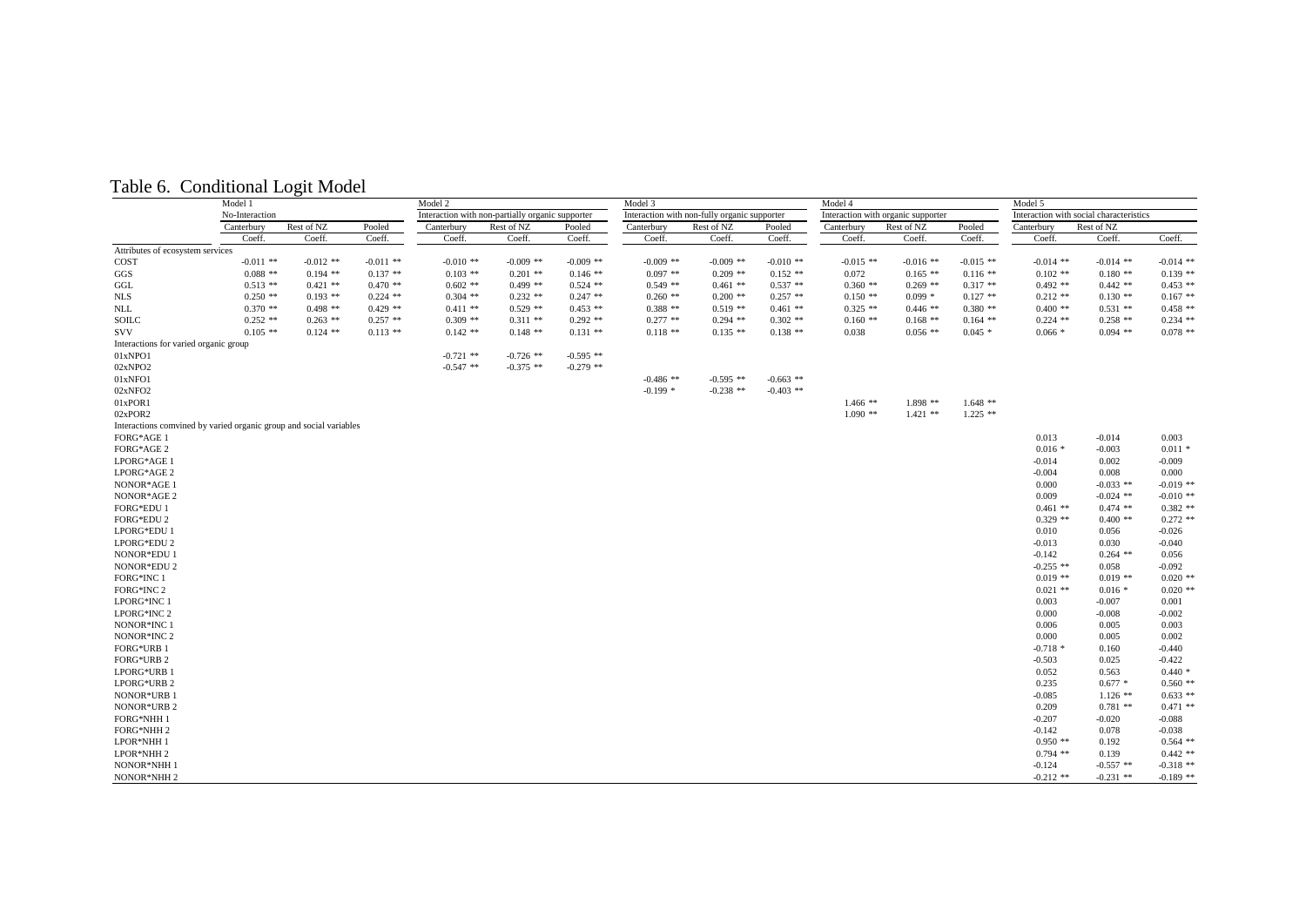# Table 6. Conditional Logit Model

| | Model 1 | | | Model 2 | | | Model 3 | | | Model 4 | | | Model 5 | | |
|---|---|---|---|---|---|---|---|---|---|---|---|---|---|---|---|
| | No-Interaction | | | Interaction with non-partially organic supporter | | | Interaction with non-fully organic supporter | | | Interaction with organic supporter | | | Interaction with social characteristics | | |
| | Canterbury | Rest of NZ | Pooled | Canterbury | Rest of NZ | Pooled | Canterbury | Rest of NZ | Pooled | Canterbury | Rest of NZ | Pooled | Canterbury | Rest of NZ | |
| | Coeff. | Coeff. | Coeff. | Coeff. | Coeff. | Coeff. | Coeff. | Coeff. | Coeff. | Coeff. | Coeff. | Coeff. | Coeff. | Coeff. | Coeff. |
| Attributes of ecosystem services | | | | | | | | | | | | | | | |
| COST | -0.011 ** | -0.012 ** | -0.011 ** | -0.010 ** | -0.009 ** | -0.009 ** | -0.009 ** | -0.009 ** | -0.010 ** | -0.015 ** | -0.016 ** | -0.015 ** | -0.014 ** | -0.014 ** | -0.014 ** |
| GGS | 0.088 ** | 0.194 ** | 0.137 ** | 0.103 ** | 0.201 ** | 0.146 ** | 0.097 ** | 0.209 ** | 0.152 ** | 0.072 | 0.165 ** | 0.116 ** | 0.102 ** | 0.180 ** | 0.139 ** |
| GGL | 0.513 ** | 0.421 ** | 0.470 ** | 0.602 ** | 0.499 ** | 0.524 ** | 0.549 ** | 0.461 ** | 0.537 ** | 0.360 ** | 0.269 ** | 0.317 ** | 0.492 ** | 0.442 ** | 0.453 ** |
| NLS | 0.250 ** | 0.193 ** | 0.224 ** | 0.304 ** | 0.232 ** | 0.247 ** | 0.260 ** | 0.200 ** | 0.257 ** | 0.150 ** | 0.099 * | 0.127 ** | 0.212 ** | 0.130 ** | 0.167 ** |
| NLL | 0.370 ** | 0.498 ** | 0.429 ** | 0.411 ** | 0.529 ** | 0.453 ** | 0.388 ** | 0.519 ** | 0.461 ** | 0.325 ** | 0.446 ** | 0.380 ** | 0.400 ** | 0.531 ** | 0.458 ** |
| SOILC | 0.252 ** | 0.263 ** | 0.257 ** | 0.309 ** | 0.311 ** | 0.292 ** | 0.277 ** | 0.294 ** | 0.302 ** | 0.160 ** | 0.168 ** | 0.164 ** | 0.224 ** | 0.258 ** | 0.234 ** |
| SVV | 0.105 ** | 0.124 ** | 0.113 ** | 0.142 ** | 0.148 ** | 0.131 ** | 0.118 ** | 0.135 ** | 0.138 ** | 0.038 | 0.056 ** | 0.045 * | 0.066 * | 0.094 ** | 0.078 ** |
| Interactions for varied organic group | | | | | | | | | | | | | | | |
| 01xNPO1 | | | | -0.721 ** | -0.726 ** | -0.595 ** | | | | | | | | | |
| 02xNPO2 | | | | -0.547 ** | -0.375 ** | -0.279 ** | | | | | | | | | |
| 01xNFO1 | | | | | | | -0.486 ** | -0.595 ** | -0.663 ** | | | | | | |
| 02xNFO2 | | | | | | | -0.199 * | -0.238 ** | -0.403 ** | | | | | | |
| 01xPOR1 | | | | | | | | | | 1.466 ** | 1.898 ** | 1.648 ** | | | |
| 02xPOR2 | | | | | | | | | | 1.090 ** | 1.421 ** | 1.225 ** | | | |
| Interactions comvined by varied organic group and social variables | | | | | | | | | | | | | | | |
| FORG*AGE 1 | | | | | | | | | | | | | 0.013 | -0.014 | 0.003 |
| FORG*AGE 2 | | | | | | | | | | | | | 0.016 * | -0.003 | 0.011 * |
| LPORG*AGE 1 | | | | | | | | | | | | | -0.014 | 0.002 | -0.009 |
| LPORG*AGE 2 | | | | | | | | | | | | | -0.004 | 0.008 | 0.000 |
| NONOR*AGE 1 | | | | | | | | | | | | | 0.000 | -0.033 ** | -0.019 ** |
| NONOR*AGE 2 | | | | | | | | | | | | | 0.009 | -0.024 ** | -0.010 ** |
| FORG*EDU 1 | | | | | | | | | | | | | 0.461 ** | 0.474 ** | 0.382 ** |
| FORG*EDU 2 | | | | | | | | | | | | | 0.329 ** | 0.400 ** | 0.272 ** |
| LPORG*EDU 1 | | | | | | | | | | | | | 0.010 | 0.056 | -0.026 |
| LPORG*EDU 2 | | | | | | | | | | | | | -0.013 | 0.030 | -0.040 |
| NONOR*EDU 1 | | | | | | | | | | | | | -0.142 | 0.264 ** | 0.056 |
| NONOR*EDU 2 | | | | | | | | | | | | | -0.255 ** | 0.058 | -0.092 |
| FORG*INC 1 | | | | | | | | | | | | | 0.019 ** | 0.019 ** | 0.020 ** |
| FORG*INC 2 | | | | | | | | | | | | | 0.021 ** | 0.016 * | 0.020 ** |
| LPORG*INC 1 | | | | | | | | | | | | | 0.003 | -0.007 | 0.001 |
| LPORG*INC 2 | | | | | | | | | | | | | 0.000 | -0.008 | -0.002 |
| NONOR*INC 1 | | | | | | | | | | | | | 0.006 | 0.005 | 0.003 |
| NONOR*INC 2 | | | | | | | | | | | | | 0.000 | 0.005 | 0.002 |
| FORG*URB 1 | | | | | | | | | | | | | -0.718 * | 0.160 | -0.440 |
| FORG*URB 2 | | | | | | | | | | | | | -0.503 | 0.025 | -0.422 |
| LPORG*URB 1 | | | | | | | | | | | | | 0.052 | 0.563 | 0.440 * |
| LPORG*URB 2 | | | | | | | | | | | | | 0.235 | 0.677 * | 0.560 ** |
| NONOR*URB 1 | | | | | | | | | | | | | -0.085 | 1.126 ** | 0.633 ** |
| NONOR*URB 2 | | | | | | | | | | | | | 0.209 | 0.781 ** | 0.471 ** |
| FORG*NHH 1 | | | | | | | | | | | | | -0.207 | -0.020 | -0.088 |
| FORG*NHH 2 | | | | | | | | | | | | | -0.142 | 0.078 | -0.038 |
| LPOR*NHH 1 | | | | | | | | | | | | | 0.950 ** | 0.192 | 0.564 ** |
| LPOR*NHH 2 | | | | | | | | | | | | | 0.794 ** | 0.139 | 0.442 ** |
| NONOR*NHH 1 | | | | | | | | | | | | | -0.124 | -0.557 ** | -0.318 ** |
| NONOR*NHH 2 | | | | | | | | | | | | | -0.212 ** | -0.231 ** | -0.189 ** |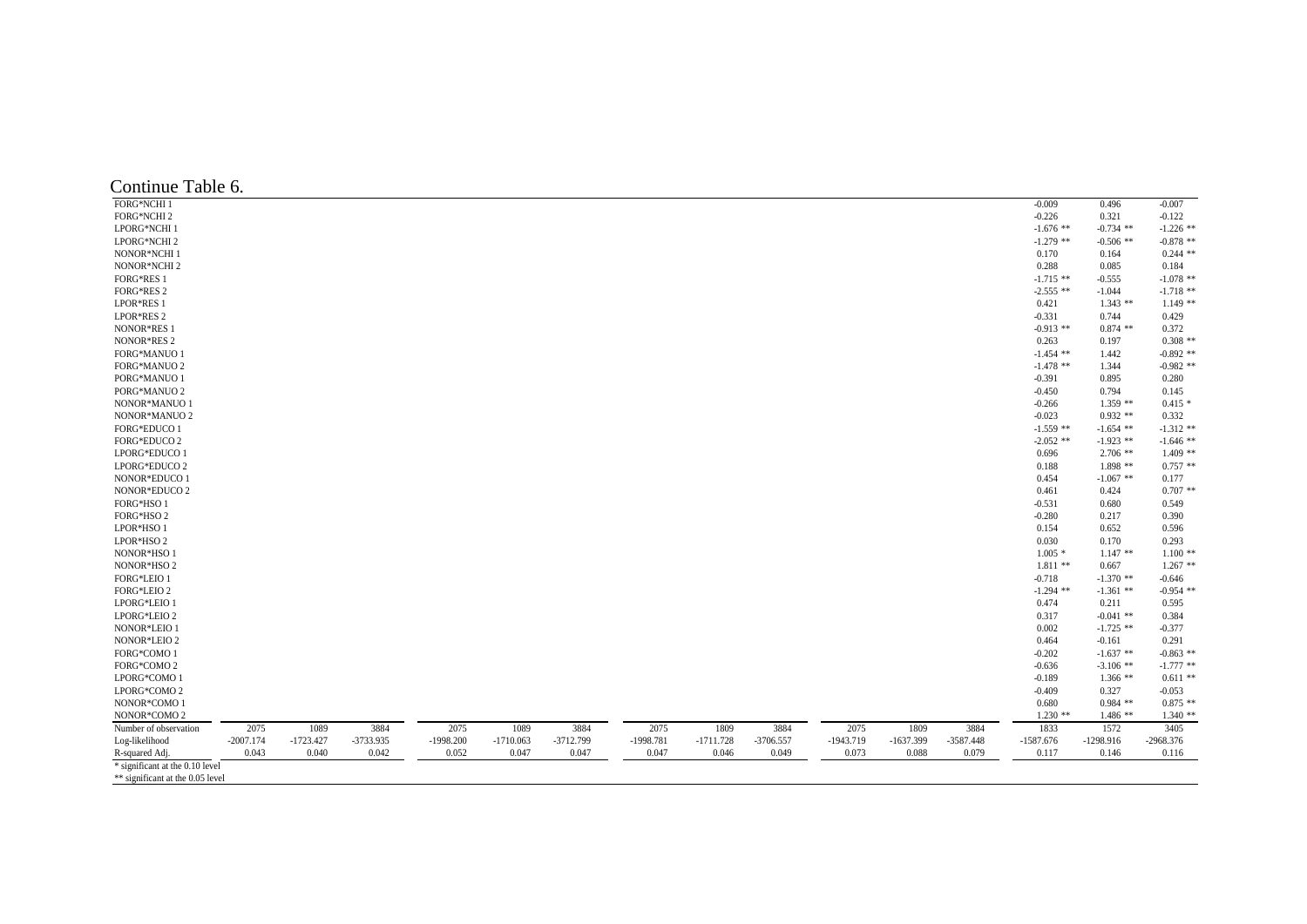Continue Table 6.

| | | | | | | | | | | | | | | | |
|---|---|---|---|---|---|---|---|---|---|---|---|---|---|---|---|
| FORG*NCHI 1 | | | | | | | | | | | | | -0.009 | 0.496 | -0.007 |
| FORG*NCHI 2 | | | | | | | | | | | | | -0.226 | 0.321 | -0.122 |
| LPORG*NCHI 1 | | | | | | | | | | | | | -1.676 ** | -0.734 ** | -1.226 ** |
| LPORG*NCHI 2 | | | | | | | | | | | | | -1.279 ** | -0.506 ** | -0.878 ** |
| NONOR*NCHI 1 | | | | | | | | | | | | | 0.170 | 0.164 | 0.244 ** |
| NONOR*NCHI 2 | | | | | | | | | | | | | 0.288 | 0.085 | 0.184 |
| FORG*RES 1 | | | | | | | | | | | | | -1.715 ** | -0.555 | -1.078 ** |
| FORG*RES 2 | | | | | | | | | | | | | -2.555 ** | -1.044 | -1.718 ** |
| LPOR*RES 1 | | | | | | | | | | | | | 0.421 | 1.343 ** | 1.149 ** |
| LPOR*RES 2 | | | | | | | | | | | | | -0.331 | 0.744 | 0.429 |
| NONOR*RES 1 | | | | | | | | | | | | | -0.913 ** | 0.874 ** | 0.372 |
| NONOR*RES 2 | | | | | | | | | | | | | 0.263 | 0.197 | 0.308 ** |
| FORG*MANUO 1 | | | | | | | | | | | | | -1.454 ** | 1.442 | -0.892 ** |
| FORG*MANUO 2 | | | | | | | | | | | | | -1.478 ** | 1.344 | -0.982 ** |
| PORG*MANUO 1 | | | | | | | | | | | | | -0.391 | 0.895 | 0.280 |
| PORG*MANUO 2 | | | | | | | | | | | | | -0.450 | 0.794 | 0.145 |
| NONOR*MANUO 1 | | | | | | | | | | | | | -0.266 | 1.359 ** | 0.415 * |
| NONOR*MANUO 2 | | | | | | | | | | | | | -0.023 | 0.932 ** | 0.332 |
| FORG*EDUCO 1 | | | | | | | | | | | | | -1.559 ** | -1.654 ** | -1.312 ** |
| FORG*EDUCO 2 | | | | | | | | | | | | | -2.052 ** | -1.923 ** | -1.646 ** |
| LPORG*EDUCO 1 | | | | | | | | | | | | | 0.696 | 2.706 ** | 1.409 ** |
| LPORG*EDUCO 2 | | | | | | | | | | | | | 0.188 | 1.898 ** | 0.757 ** |
| NONOR*EDUCO 1 | | | | | | | | | | | | | 0.454 | -1.067 ** | 0.177 |
| NONOR*EDUCO 2 | | | | | | | | | | | | | 0.461 | 0.424 | 0.707 ** |
| FORG*HSO 1 | | | | | | | | | | | | | -0.531 | 0.680 | 0.549 |
| FORG*HSO 2 | | | | | | | | | | | | | -0.280 | 0.217 | 0.390 |
| LPOR*HSO 1 | | | | | | | | | | | | | 0.154 | 0.652 | 0.596 |
| LPOR*HSO 2 | | | | | | | | | | | | | 0.030 | 0.170 | 0.293 |
| NONOR*HSO 1 | | | | | | | | | | | | | 1.005 * | 1.147 ** | 1.100 ** |
| NONOR*HSO 2 | | | | | | | | | | | | | 1.811 ** | 0.667 | 1.267 ** |
| FORG*LEIO 1 | | | | | | | | | | | | | -0.718 | -1.370 ** | -0.646 |
| FORG*LEIO 2 | | | | | | | | | | | | | -1.294 ** | -1.361 ** | -0.954 ** |
| LPORG*LEIO 1 | | | | | | | | | | | | | 0.474 | 0.211 | 0.595 |
| LPORG*LEIO 2 | | | | | | | | | | | | | 0.317 | -0.041 ** | 0.384 |
| NONOR*LEIO 1 | | | | | | | | | | | | | 0.002 | -1.725 ** | -0.377 |
| NONOR*LEIO 2 | | | | | | | | | | | | | 0.464 | -0.161 | 0.291 |
| FORG*COMO 1 | | | | | | | | | | | | | -0.202 | -1.637 ** | -0.863 ** |
| FORG*COMO 2 | | | | | | | | | | | | | -0.636 | -3.106 ** | -1.777 ** |
| LPORG*COMO 1 | | | | | | | | | | | | | -0.189 | 1.366 ** | 0.611 ** |
| LPORG*COMO 2 | | | | | | | | | | | | | -0.409 | 0.327 | -0.053 |
| NONOR*COMO 1 | | | | | | | | | | | | | 0.680 | 0.984 ** | 0.875 ** |
| NONOR*COMO 2 | | | | | | | | | | | | | 1.230 ** | 1.486 ** | 1.340 ** |
| Number of observation | 2075 | 1089 | 3884 | 2075 | 1089 | 3884 | 2075 | 1809 | 3884 | 2075 | 1809 | 3884 | 1833 | 1572 | 3405 |
| Log-likelihood | -2007.174 | -1723.427 | -3733.935 | -1998.200 | -1710.063 | -3712.799 | -1998.781 | -1711.728 | -3706.557 | -1943.719 | -1637.399 | -3587.448 | -1587.676 | -1298.916 | -2968.376 |
| R-squared Adj. | 0.043 | 0.040 | 0.042 | 0.052 | 0.047 | 0.047 | 0.047 | 0.046 | 0.049 | 0.073 | 0.088 | 0.079 | 0.117 | 0.146 | 0.116 |

\* significant at the 0.10 level

\*\* significant at the 0.05 level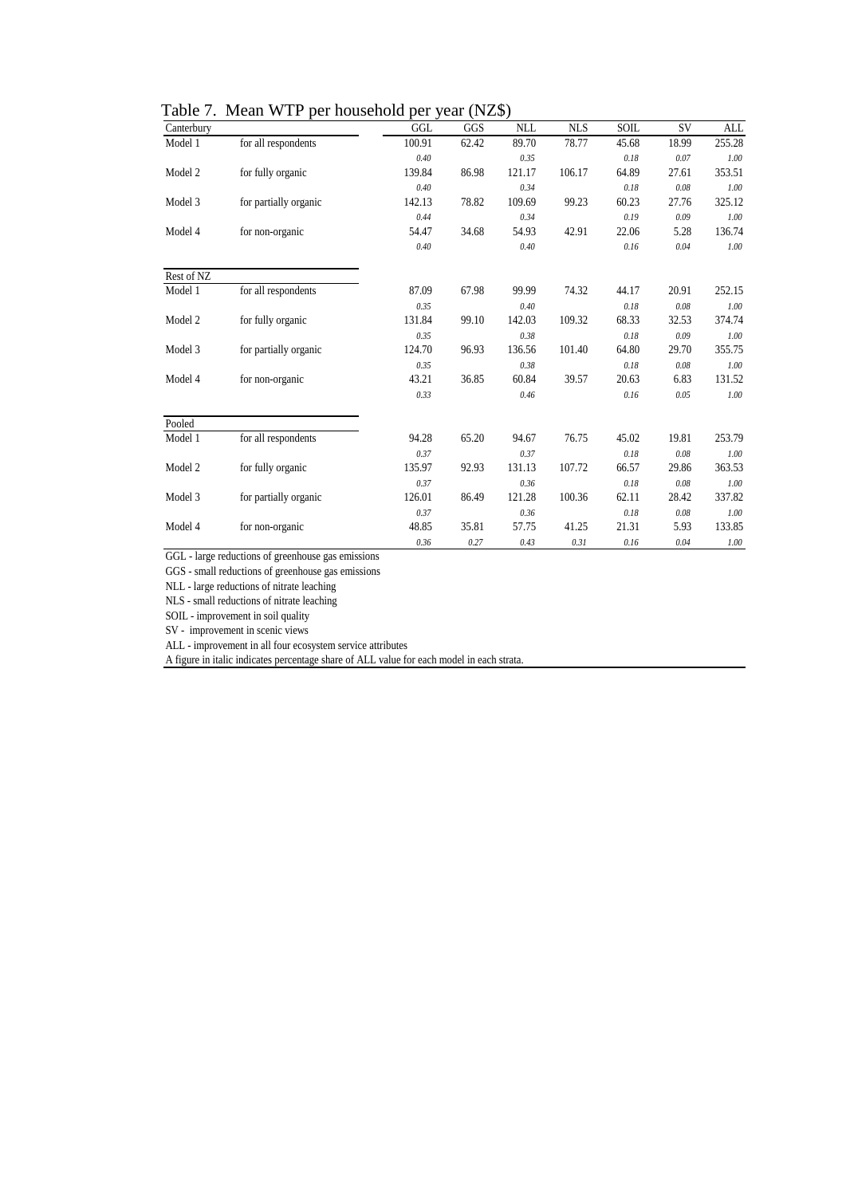Table 7. Mean WTP per household per year (NZ$)

| Canterbury | | GGL | GGS | NLL | NLS | SOIL | SV | ALL |
|---|---|---|---|---|---|---|---|---|
| Model 1 | for all respondents | 100.91 | 62.42 | 89.70 | 78.77 | 45.68 | 18.99 | 255.28 |
| | | *0.40* | | *0.35* | | *0.18* | *0.07* | *1.00* |
| Model 2 | for fully organic | 139.84 | 86.98 | 121.17 | 106.17 | 64.89 | 27.61 | 353.51 |
| | | *0.40* | | *0.34* | | *0.18* | *0.08* | *1.00* |
| Model 3 | for partially organic | 142.13 | 78.82 | 109.69 | 99.23 | 60.23 | 27.76 | 325.12 |
| | | *0.44* | | *0.34* | | *0.19* | *0.09* | *1.00* |
| Model 4 | for non-organic | 54.47 | 34.68 | 54.93 | 42.91 | 22.06 | 5.28 | 136.74 |
| | | *0.40* | | *0.40* | | *0.16* | *0.04* | *1.00* |
| **Rest of NZ** | | | | | | | | |
| Model 1 | for all respondents | 87.09 | 67.98 | 99.99 | 74.32 | 44.17 | 20.91 | 252.15 |
| | | *0.35* | | *0.40* | | *0.18* | *0.08* | *1.00* |
| Model 2 | for fully organic | 131.84 | 99.10 | 142.03 | 109.32 | 68.33 | 32.53 | 374.74 |
| | | *0.35* | | *0.38* | | *0.18* | *0.09* | *1.00* |
| Model 3 | for partially organic | 124.70 | 96.93 | 136.56 | 101.40 | 64.80 | 29.70 | 355.75 |
| | | *0.35* | | *0.38* | | *0.18* | *0.08* | *1.00* |
| Model 4 | for non-organic | 43.21 | 36.85 | 60.84 | 39.57 | 20.63 | 6.83 | 131.52 |
| | | *0.33* | | *0.46* | | *0.16* | *0.05* | *1.00* |
| **Pooled** | | | | | | | | |
| Model 1 | for all respondents | 94.28 | 65.20 | 94.67 | 76.75 | 45.02 | 19.81 | 253.79 |
| | | *0.37* | | *0.37* | | *0.18* | *0.08* | *1.00* |
| Model 2 | for fully organic | 135.97 | 92.93 | 131.13 | 107.72 | 66.57 | 29.86 | 363.53 |
| | | *0.37* | | *0.36* | | *0.18* | *0.08* | *1.00* |
| Model 3 | for partially organic | 126.01 | 86.49 | 121.28 | 100.36 | 62.11 | 28.42 | 337.82 |
| | | *0.37* | | *0.36* | | *0.18* | *0.08* | *1.00* |
| Model 4 | for non-organic | 48.85 | 35.81 | 57.75 | 41.25 | 21.31 | 5.93 | 133.85 |
| | | *0.36* | *0.27* | *0.43* | *0.31* | *0.16* | *0.04* | *1.00* |

GGL - large reductions of greenhouse gas emissions
GGS - small reductions of greenhouse gas emissions
NLL - large reductions of nitrate leaching
NLS - small reductions of nitrate leaching
SOIL - improvement in soil quality
SV - improvement in scenic views
ALL - improvement in all four ecosystem service attributes
A figure in italic indicates percentage share of ALL value for each model in each strata.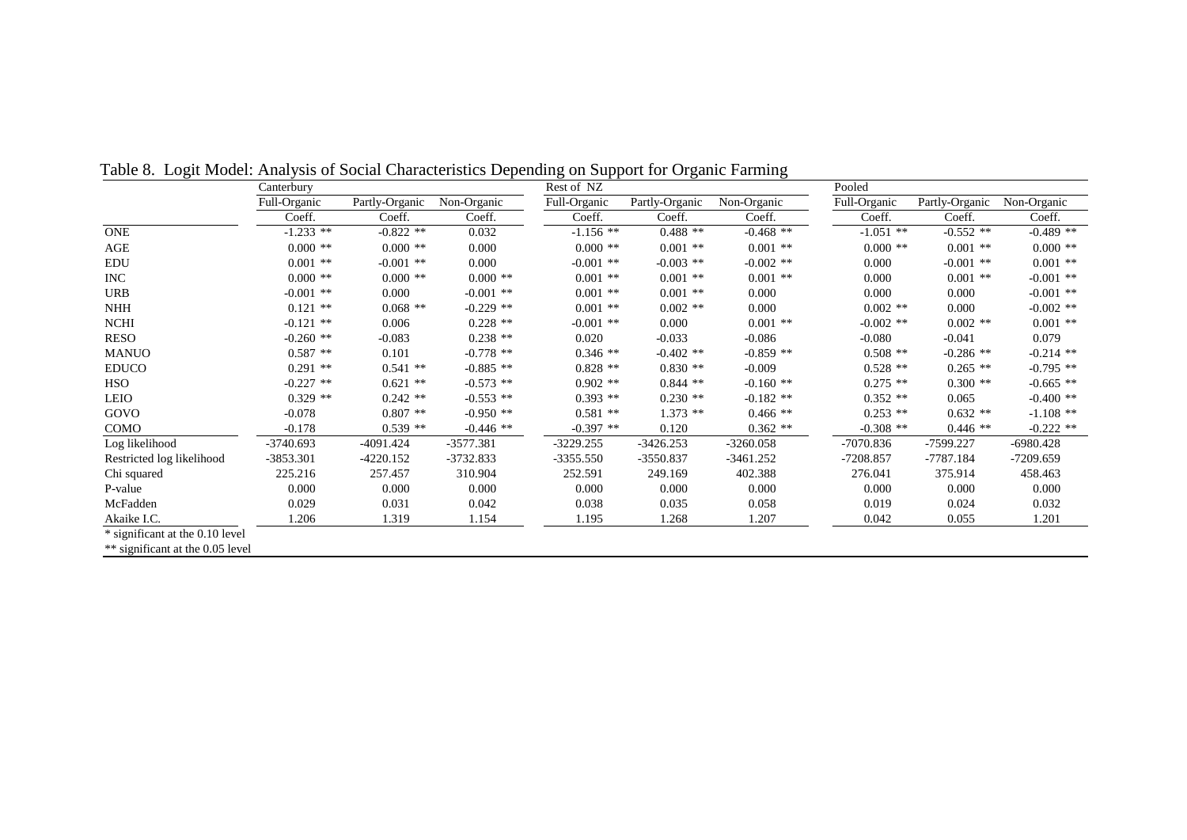Table 8. Logit Model: Analysis of Social Characteristics Depending on Support for Organic Farming

| | Canterbury | | | Rest of NZ | | | Pooled | | |
|---|---|---|---|---|---|---|---|---|---|
| | Full-Organic | Partly-Organic | Non-Organic | Full-Organic | Partly-Organic | Non-Organic | Full-Organic | Partly-Organic | Non-Organic |
| | Coeff. | Coeff. | Coeff. | Coeff. | Coeff. | Coeff. | Coeff. | Coeff. | Coeff. |
| ONE | -1.233 ** | -0.822 ** | 0.032 | -1.156 ** | 0.488 ** | -0.468 ** | -1.051 ** | -0.552 ** | -0.489 ** |
| AGE | 0.000 ** | 0.000 ** | 0.000 | 0.000 ** | 0.001 ** | 0.001 ** | 0.000 ** | 0.001 ** | 0.000 ** |
| EDU | 0.001 ** | -0.001 ** | 0.000 | -0.001 ** | -0.003 ** | -0.002 ** | 0.000 | -0.001 ** | 0.001 ** |
| INC | 0.000 ** | 0.000 ** | 0.000 ** | 0.001 ** | 0.001 ** | 0.001 ** | 0.000 | 0.001 ** | -0.001 ** |
| URB | -0.001 ** | 0.000 | -0.001 ** | 0.001 ** | 0.001 ** | 0.000 | 0.000 | 0.000 | -0.001 ** |
| NHH | 0.121 ** | 0.068 ** | -0.229 ** | 0.001 ** | 0.002 ** | 0.000 | 0.002 ** | 0.000 | -0.002 ** |
| NCHI | -0.121 ** | 0.006 | 0.228 ** | -0.001 ** | 0.000 | 0.001 ** | -0.002 ** | 0.002 ** | 0.001 ** |
| RESO | -0.260 ** | -0.083 | 0.238 ** | 0.020 | -0.033 | -0.086 | -0.080 | -0.041 | 0.079 |
| MANUO | 0.587 ** | 0.101 | -0.778 ** | 0.346 ** | -0.402 ** | -0.859 ** | 0.508 ** | -0.286 ** | -0.214 ** |
| EDUCO | 0.291 ** | 0.541 ** | -0.885 ** | 0.828 ** | 0.830 ** | -0.009 | 0.528 ** | 0.265 ** | -0.795 ** |
| HSO | -0.227 ** | 0.621 ** | -0.573 ** | 0.902 ** | 0.844 ** | -0.160 ** | 0.275 ** | 0.300 ** | -0.665 ** |
| LEIO | 0.329 ** | 0.242 ** | -0.553 ** | 0.393 ** | 0.230 ** | -0.182 ** | 0.352 ** | 0.065 | -0.400 ** |
| GOVO | -0.078 | 0.807 ** | -0.950 ** | 0.581 ** | 1.373 ** | 0.466 ** | 0.253 ** | 0.632 ** | -1.108 ** |
| COMO | -0.178 | 0.539 ** | -0.446 ** | -0.397 ** | 0.120 | 0.362 ** | -0.308 ** | 0.446 ** | -0.222 ** |
| Log likelihood | -3740.693 | -4091.424 | -3577.381 | -3229.255 | -3426.253 | -3260.058 | -7070.836 | -7599.227 | -6980.428 |
| Restricted log likelihood | -3853.301 | -4220.152 | -3732.833 | -3355.550 | -3550.837 | -3461.252 | -7208.857 | -7787.184 | -7209.659 |
| Chi squared | 225.216 | 257.457 | 310.904 | 252.591 | 249.169 | 402.388 | 276.041 | 375.914 | 458.463 |
| P-value | 0.000 | 0.000 | 0.000 | 0.000 | 0.000 | 0.000 | 0.000 | 0.000 | 0.000 |
| McFadden | 0.029 | 0.031 | 0.042 | 0.038 | 0.035 | 0.058 | 0.019 | 0.024 | 0.032 |
| Akaike I.C. | 1.206 | 1.319 | 1.154 | 1.195 | 1.268 | 1.207 | 0.042 | 0.055 | 1.201 |

\* significant at the 0.10 level

** significant at the 0.05 level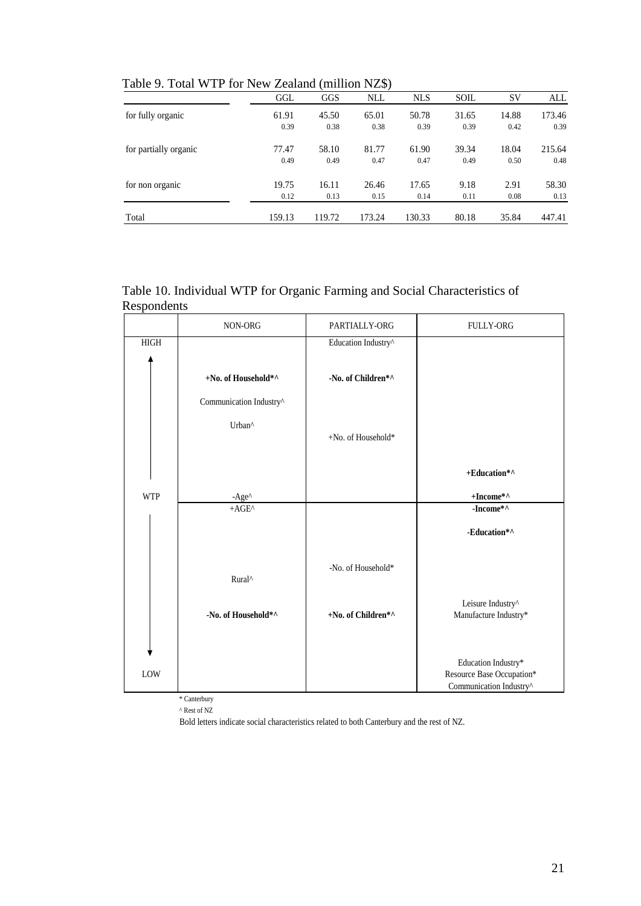Table 9. Total WTP for New Zealand (million NZ$)

| | GGL | GGS | NLL | NLS | SOIL | SV | ALL |
|---|---|---|---|---|---|---|---|
| for fully organic | 61.91 | 45.50 | 65.01 | 50.78 | 31.65 | 14.88 | 173.46 |
| | 0.39 | 0.38 | 0.38 | 0.39 | 0.39 | 0.42 | 0.39 |
| for partially organic | 77.47 | 58.10 | 81.77 | 61.90 | 39.34 | 18.04 | 215.64 |
| | 0.49 | 0.49 | 0.47 | 0.47 | 0.49 | 0.50 | 0.48 |
| for non organic | 19.75 | 16.11 | 26.46 | 17.65 | 9.18 | 2.91 | 58.30 |
| | 0.12 | 0.13 | 0.15 | 0.14 | 0.11 | 0.08 | 0.13 |
| Total | 159.13 | 119.72 | 173.24 | 130.33 | 80.18 | 35.84 | 447.41 |

Table 10. Individual WTP for Organic Farming and Social Characteristics of Respondents

| | NON-ORG | PARTIALLY-ORG | FULLY-ORG |
|---|---|---|---|
| HIGH | | Education Industry^ | |
| ↑ | **+No. of Household*^** | **-No. of Children*^** | |
| | Communication Industry^ | | |
| | Urban^ | +No. of Household* | |
| | | | **+Education*^** |
| WTP | -Age^ | | **+Income*^** |
| | +AGE^ | | **-Income*^** |
| | | | **-Education*^** |
| | Rural^ | -No. of Household* | |
| | **-No. of Household*^** | **+No. of Children*^** | Leisure Industry^<br>Manufacture Industry* |
| ↓ | | | |
| LOW | | | Education Industry*<br>Resource Base Occupation*<br>Communication Industry^ |

\* Canterbury

^ Rest of NZ

Bold letters indicate social characteristics related to both Canterbury and the rest of NZ.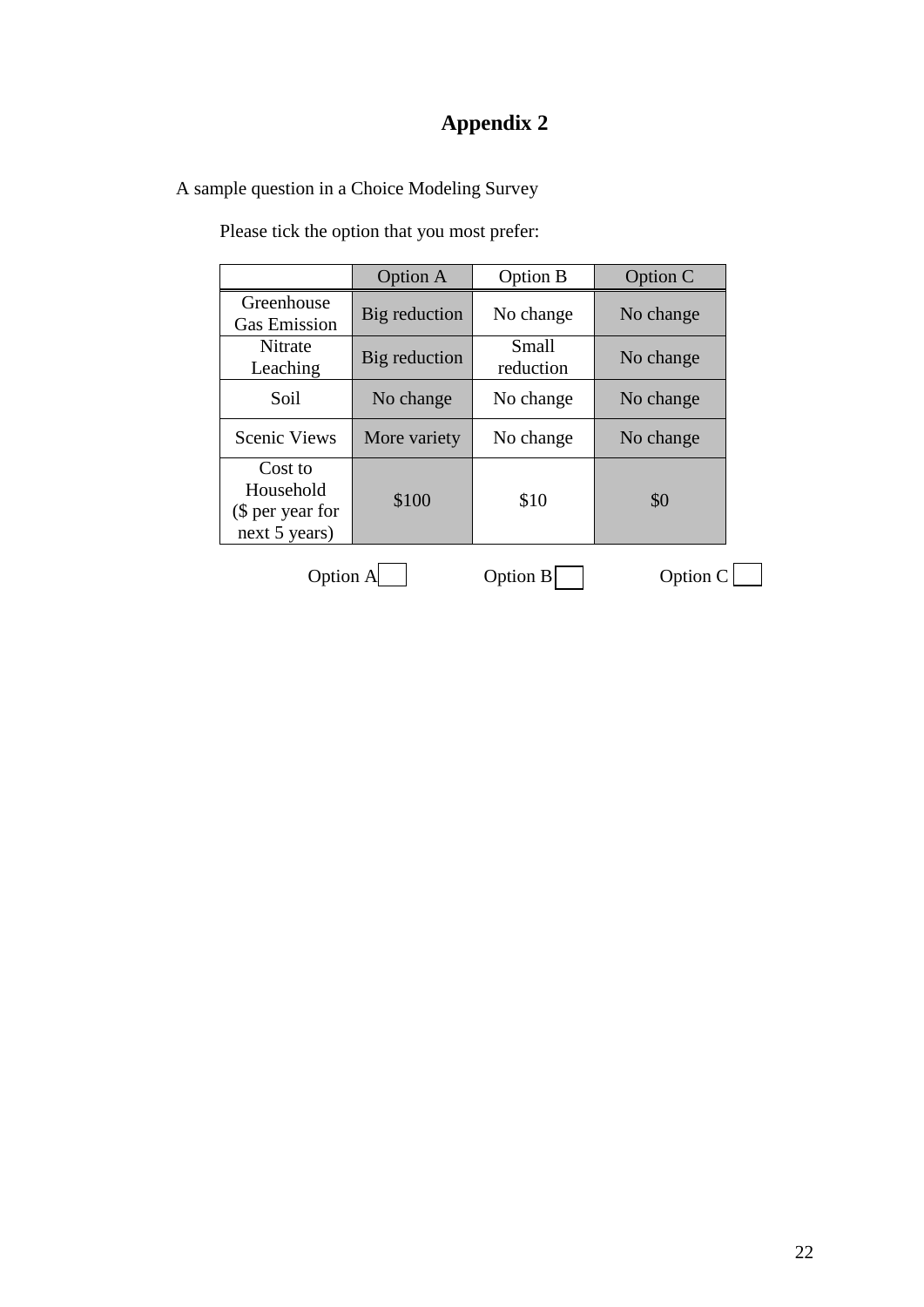# Appendix 2

A sample question in a Choice Modeling Survey

Please tick the option that you most prefer:

| | Option A | Option B | Option C |
|---|---|---|---|
| Greenhouse Gas Emission | Big reduction | No change | No change |
| Nitrate Leaching | Big reduction | Small reduction | No change |
| Soil | No change | No change | No change |
| Scenic Views | More variety | No change | No change |
| Cost to Household ($ per year for next 5 years) | $100 | $10 | $0 |

Option A ☐ Option B ☐ Option C ☐